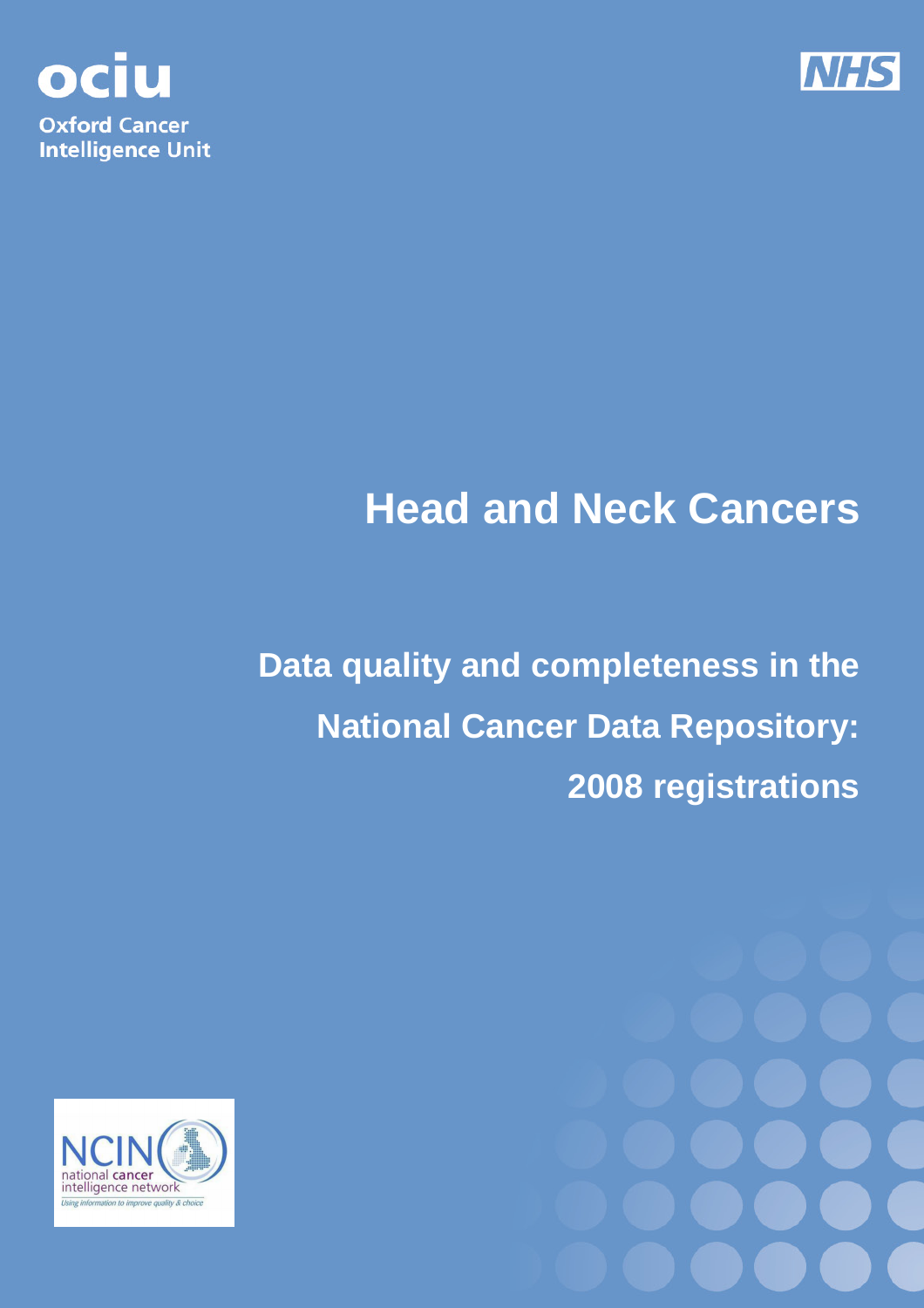ociu

Oxford Cancer Intelligence Unit

NHS

# Head and Neck Cancers

## Data quality and completeness in the National Cancer Data Repository: 2008 registrations

NCIN national cancer intelligence network

*Using information to improve quality & choice*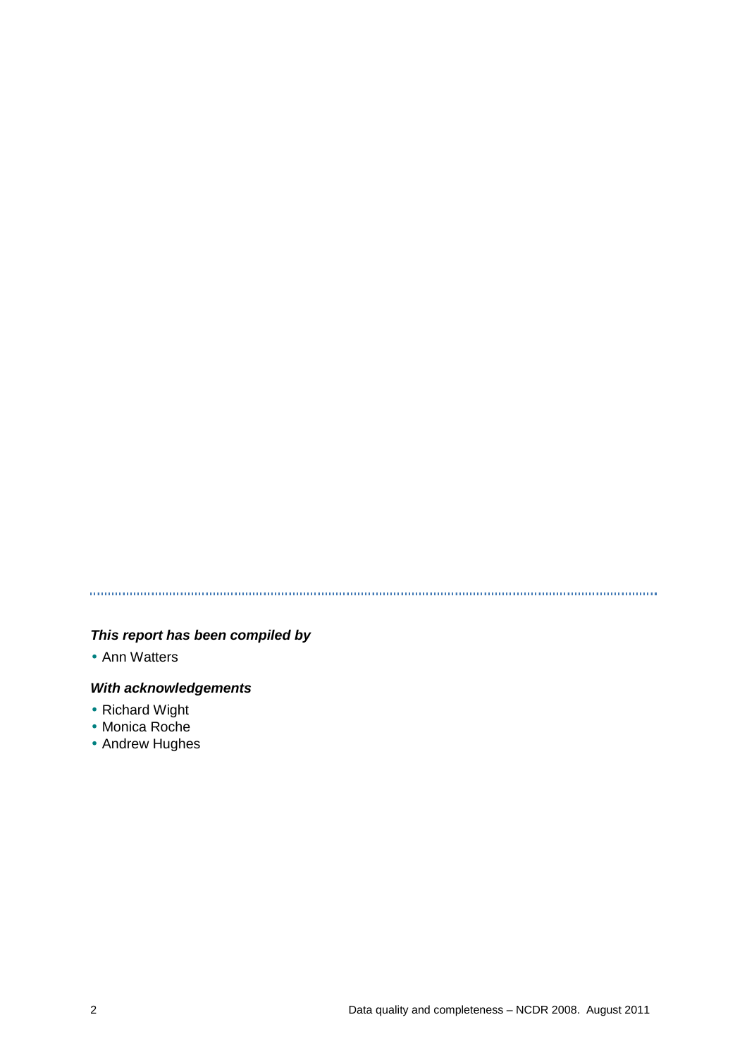***This report has been compiled by***

- Ann Watters

***With acknowledgements***

- Richard Wight
- Monica Roche
- Andrew Hughes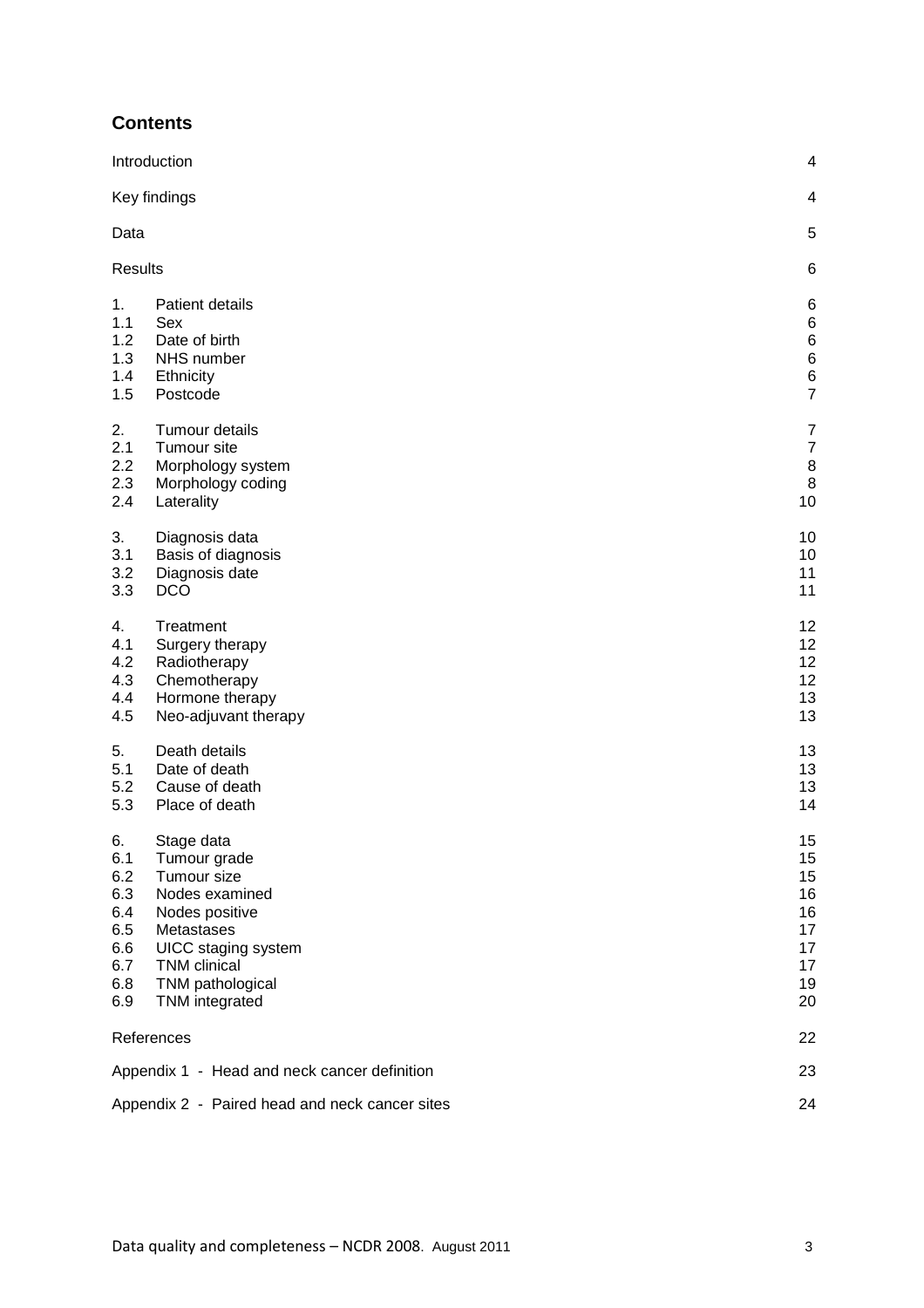## Contents

| | | |
|---|---|---|
| Introduction | | 4 |
| Key findings | | 4 |
| Data | | 5 |
| Results | | 6 |
| 1. | Patient details | 6 |
| 1.1 | Sex | 6 |
| 1.2 | Date of birth | 6 |
| 1.3 | NHS number | 6 |
| 1.4 | Ethnicity | 6 |
| 1.5 | Postcode | 7 |
| 2. | Tumour details | 7 |
| 2.1 | Tumour site | 7 |
| 2.2 | Morphology system | 8 |
| 2.3 | Morphology coding | 8 |
| 2.4 | Laterality | 10 |
| 3. | Diagnosis data | 10 |
| 3.1 | Basis of diagnosis | 10 |
| 3.2 | Diagnosis date | 11 |
| 3.3 | DCO | 11 |
| 4. | Treatment | 12 |
| 4.1 | Surgery therapy | 12 |
| 4.2 | Radiotherapy | 12 |
| 4.3 | Chemotherapy | 12 |
| 4.4 | Hormone therapy | 13 |
| 4.5 | Neo-adjuvant therapy | 13 |
| 5. | Death details | 13 |
| 5.1 | Date of death | 13 |
| 5.2 | Cause of death | 13 |
| 5.3 | Place of death | 14 |
| 6. | Stage data | 15 |
| 6.1 | Tumour grade | 15 |
| 6.2 | Tumour size | 15 |
| 6.3 | Nodes examined | 16 |
| 6.4 | Nodes positive | 16 |
| 6.5 | Metastases | 17 |
| 6.6 | UICC staging system | 17 |
| 6.7 | TNM clinical | 17 |
| 6.8 | TNM pathological | 19 |
| 6.9 | TNM integrated | 20 |
| References | | 22 |
| Appendix 1 - Head and neck cancer definition | | 23 |
| Appendix 2 - Paired head and neck cancer sites | | 24 |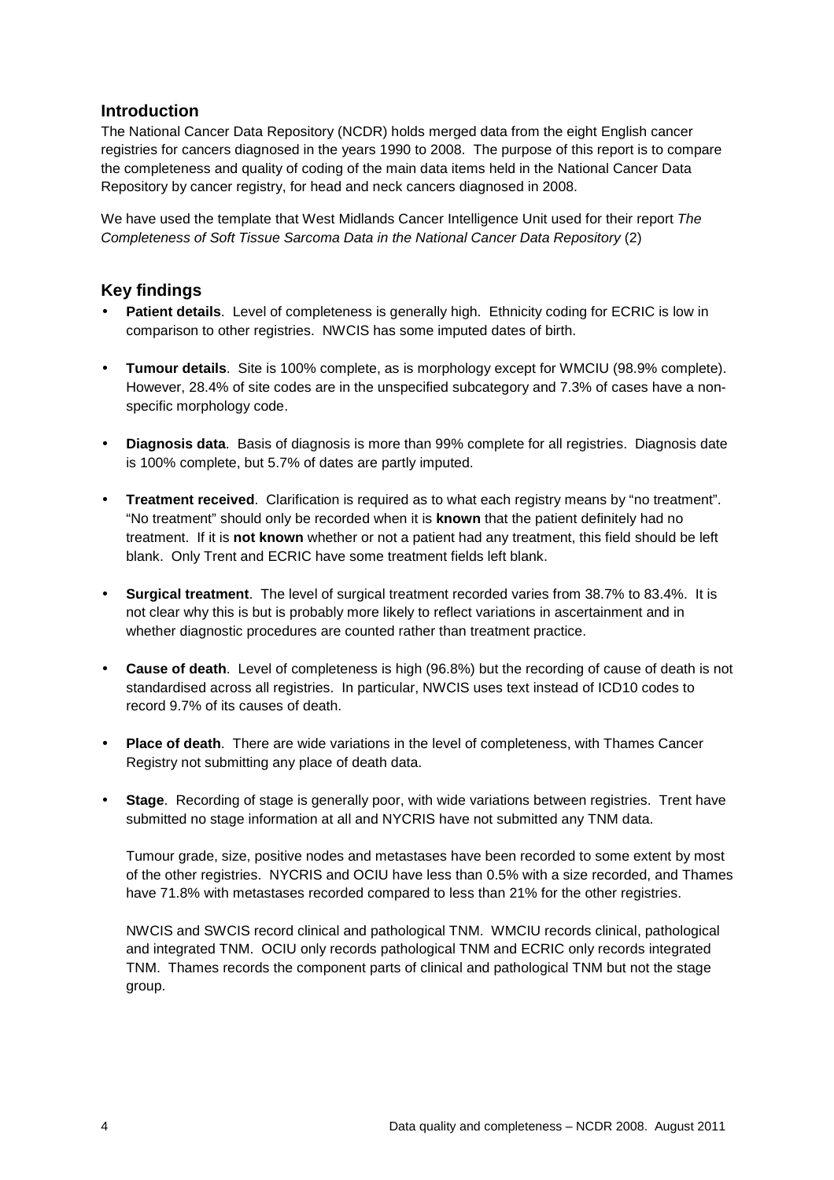## Introduction

The National Cancer Data Repository (NCDR) holds merged data from the eight English cancer registries for cancers diagnosed in the years 1990 to 2008. The purpose of this report is to compare the completeness and quality of coding of the main data items held in the National Cancer Data Repository by cancer registry, for head and neck cancers diagnosed in 2008.

We have used the template that West Midlands Cancer Intelligence Unit used for their report *The Completeness of Soft Tissue Sarcoma Data in the National Cancer Data Repository* (2)

## Key findings

- **Patient details**. Level of completeness is generally high. Ethnicity coding for ECRIC is low in comparison to other registries. NWCIS has some imputed dates of birth.

- **Tumour details**. Site is 100% complete, as is morphology except for WMCIU (98.9% complete). However, 28.4% of site codes are in the unspecified subcategory and 7.3% of cases have a non-specific morphology code.

- **Diagnosis data**. Basis of diagnosis is more than 99% complete for all registries. Diagnosis date is 100% complete, but 5.7% of dates are partly imputed.

- **Treatment received**. Clarification is required as to what each registry means by "no treatment". "No treatment" should only be recorded when it is **known** that the patient definitely had no treatment. If it is **not known** whether or not a patient had any treatment, this field should be left blank. Only Trent and ECRIC have some treatment fields left blank.

- **Surgical treatment**. The level of surgical treatment recorded varies from 38.7% to 83.4%. It is not clear why this is but is probably more likely to reflect variations in ascertainment and in whether diagnostic procedures are counted rather than treatment practice.

- **Cause of death**. Level of completeness is high (96.8%) but the recording of cause of death is not standardised across all registries. In particular, NWCIS uses text instead of ICD10 codes to record 9.7% of its causes of death.

- **Place of death**. There are wide variations in the level of completeness, with Thames Cancer Registry not submitting any place of death data.

- **Stage**. Recording of stage is generally poor, with wide variations between registries. Trent have submitted no stage information at all and NYCRIS have not submitted any TNM data.

  Tumour grade, size, positive nodes and metastases have been recorded to some extent by most of the other registries. NYCRIS and OCIU have less than 0.5% with a size recorded, and Thames have 71.8% with metastases recorded compared to less than 21% for the other registries.

  NWCIS and SWCIS record clinical and pathological TNM. WMCIU records clinical, pathological and integrated TNM. OCIU only records pathological TNM and ECRIC only records integrated TNM. Thames records the component parts of clinical and pathological TNM but not the stage group.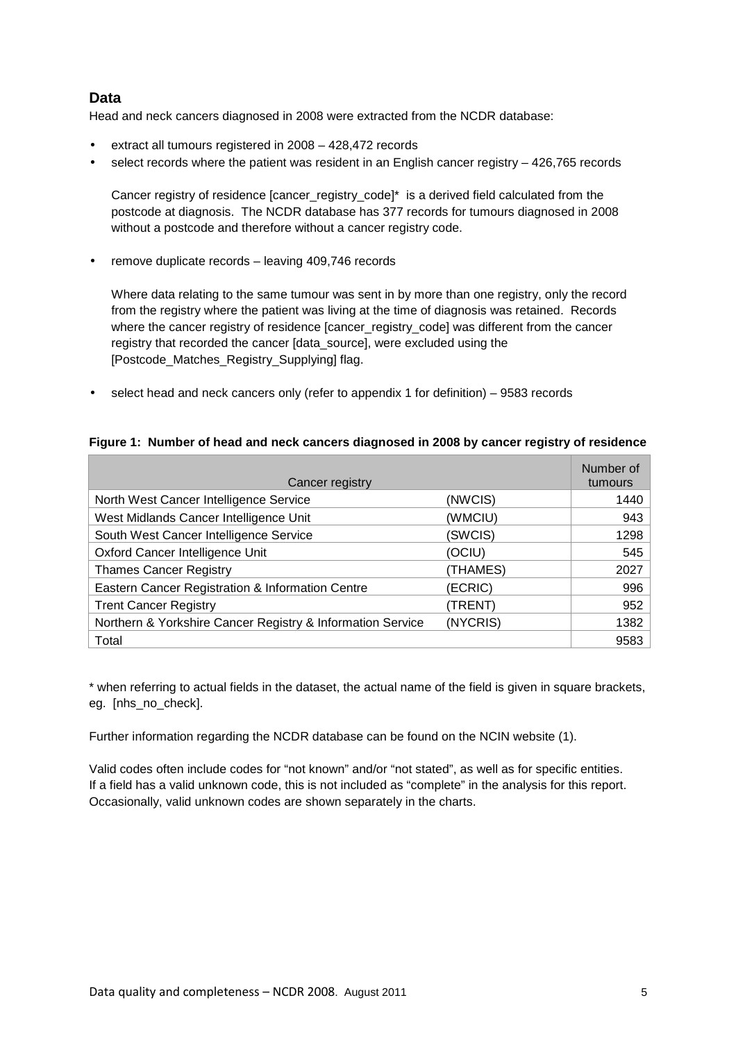## Data

Head and neck cancers diagnosed in 2008 were extracted from the NCDR database:

- extract all tumours registered in 2008 – 428,472 records
- select records where the patient was resident in an English cancer registry – 426,765 records

  Cancer registry of residence [cancer_registry_code]* is a derived field calculated from the postcode at diagnosis. The NCDR database has 377 records for tumours diagnosed in 2008 without a postcode and therefore without a cancer registry code.

- remove duplicate records – leaving 409,746 records

  Where data relating to the same tumour was sent in by more than one registry, only the record from the registry where the patient was living at the time of diagnosis was retained. Records where the cancer registry of residence [cancer_registry_code] was different from the cancer registry that recorded the cancer [data_source], were excluded using the [Postcode_Matches_Registry_Supplying] flag.

- select head and neck cancers only (refer to appendix 1 for definition) – 9583 records

**Figure 1: Number of head and neck cancers diagnosed in 2008 by cancer registry of residence**

| Cancer registry | | Number of tumours |
|---|---|---|
| North West Cancer Intelligence Service | (NWCIS) | 1440 |
| West Midlands Cancer Intelligence Unit | (WMCIU) | 943 |
| South West Cancer Intelligence Service | (SWCIS) | 1298 |
| Oxford Cancer Intelligence Unit | (OCIU) | 545 |
| Thames Cancer Registry | (THAMES) | 2027 |
| Eastern Cancer Registration & Information Centre | (ECRIC) | 996 |
| Trent Cancer Registry | (TRENT) | 952 |
| Northern & Yorkshire Cancer Registry & Information Service | (NYCRIS) | 1382 |
| Total | | 9583 |

* when referring to actual fields in the dataset, the actual name of the field is given in square brackets, eg. [nhs_no_check].

Further information regarding the NCDR database can be found on the NCIN website (1).

Valid codes often include codes for "not known" and/or "not stated", as well as for specific entities. If a field has a valid unknown code, this is not included as "complete" in the analysis for this report. Occasionally, valid unknown codes are shown separately in the charts.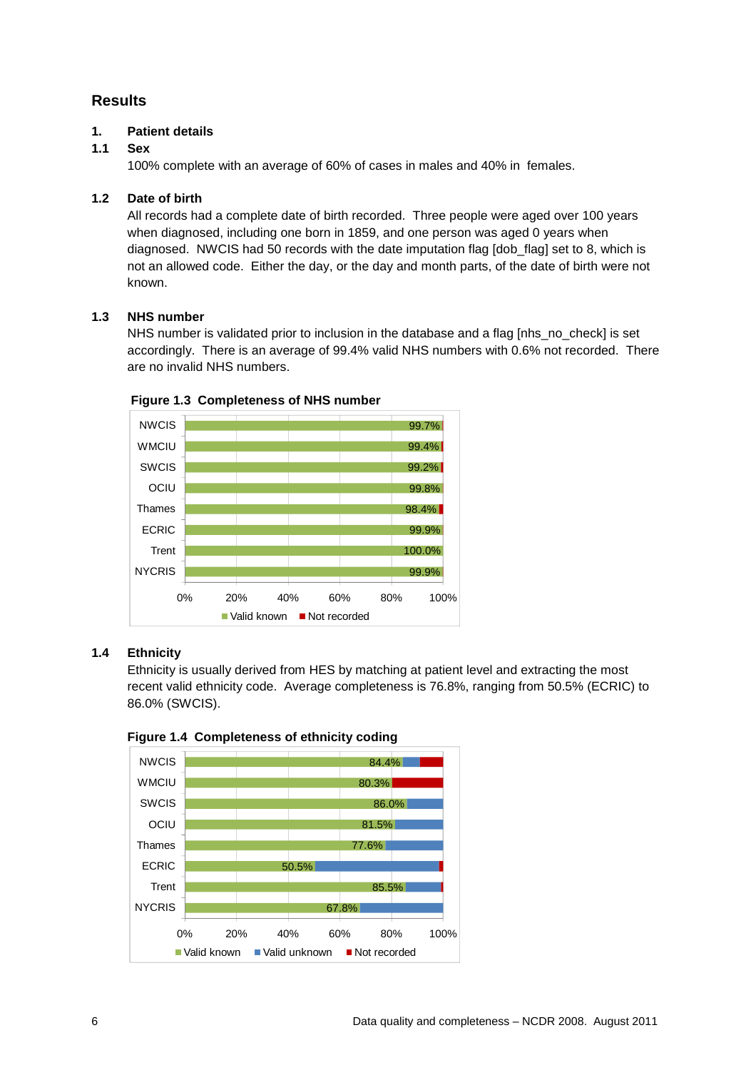## Results

### 1. Patient details

#### 1.1 Sex

100% complete with an average of 60% of cases in males and 40% in females.

#### 1.2 Date of birth

All records had a complete date of birth recorded. Three people were aged over 100 years when diagnosed, including one born in 1859, and one person was aged 0 years when diagnosed. NWCIS had 50 records with the date imputation flag [dob_flag] set to 8, which is not an allowed code. Either the day, or the day and month parts, of the date of birth were not known.

#### 1.3 NHS number

NHS number is validated prior to inclusion in the database and a flag [nhs_no_check] is set accordingly. There is an average of 99.4% valid NHS numbers with 0.6% not recorded. There are no invalid NHS numbers.

**Figure 1.3 Completeness of NHS number**

| Registry | Valid known |
|---|---|
| NWCIS | 99.7% |
| WMCIU | 99.4% |
| SWCIS | 99.2% |
| OCIU | 99.8% |
| Thames | 98.4% |
| ECRIC | 99.9% |
| Trent | 100.0% |
| NYCRIS | 99.9% |

Legend: Valid known, Not recorded

#### 1.4 Ethnicity

Ethnicity is usually derived from HES by matching at patient level and extracting the most recent valid ethnicity code. Average completeness is 76.8%, ranging from 50.5% (ECRIC) to 86.0% (SWCIS).

**Figure 1.4 Completeness of ethnicity coding**

| Registry | Valid known |
|---|---|
| NWCIS | 84.4% |
| WMCIU | 80.3% |
| SWCIS | 86.0% |
| OCIU | 81.5% |
| Thames | 77.6% |
| ECRIC | 50.5% |
| Trent | 85.5% |
| NYCRIS | 67.8% |

Legend: Valid known, Valid unknown, Not recorded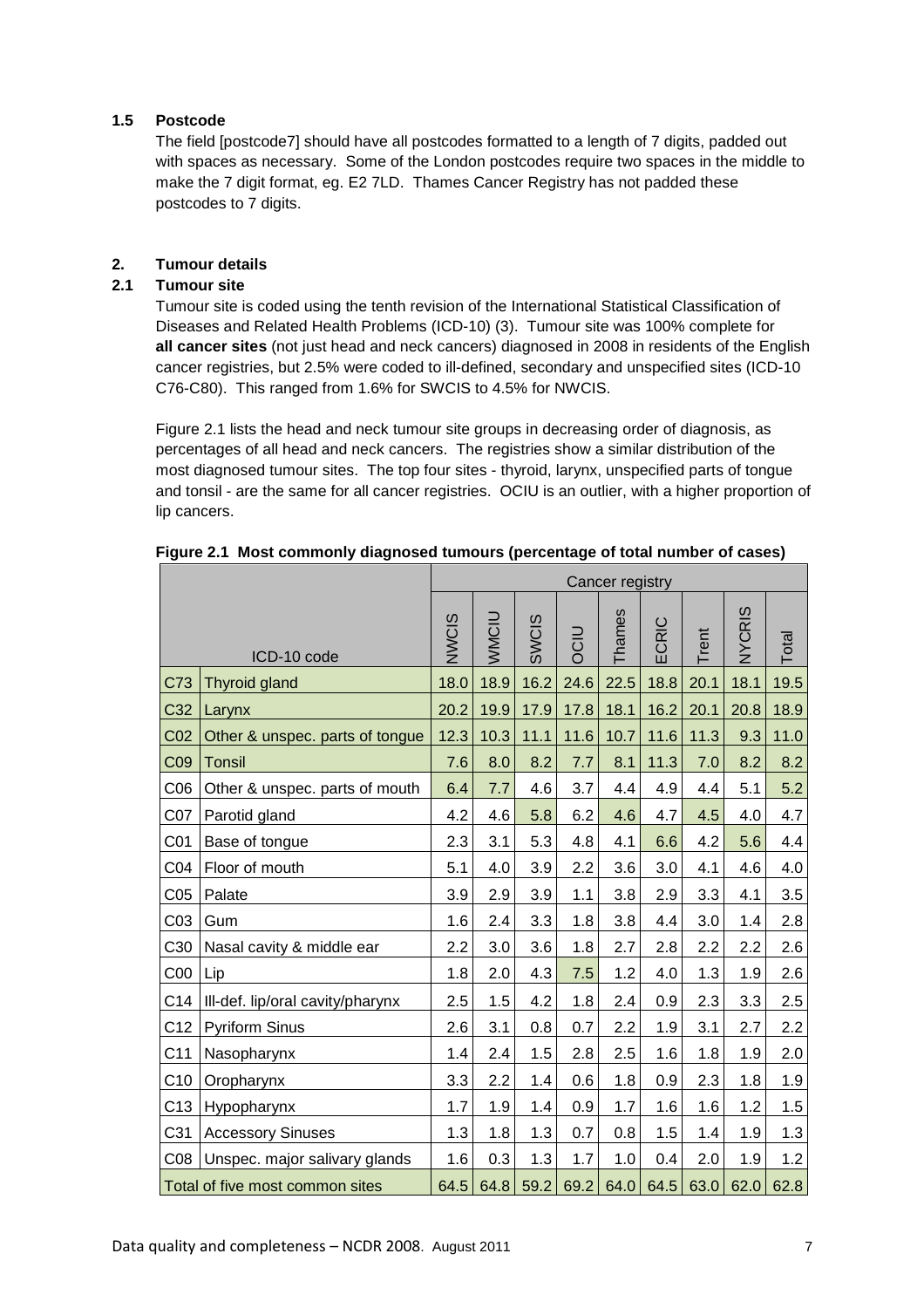### 1.5 Postcode

The field [postcode7] should have all postcodes formatted to a length of 7 digits, padded out with spaces as necessary. Some of the London postcodes require two spaces in the middle to make the 7 digit format, eg. E2 7LD. Thames Cancer Registry has not padded these postcodes to 7 digits.

## 2. Tumour details

### 2.1 Tumour site

Tumour site is coded using the tenth revision of the International Statistical Classification of Diseases and Related Health Problems (ICD-10) (3). Tumour site was 100% complete for **all cancer sites** (not just head and neck cancers) diagnosed in 2008 in residents of the English cancer registries, but 2.5% were coded to ill-defined, secondary and unspecified sites (ICD-10 C76-C80). This ranged from 1.6% for SWCIS to 4.5% for NWCIS.

Figure 2.1 lists the head and neck tumour site groups in decreasing order of diagnosis, as percentages of all head and neck cancers. The registries show a similar distribution of the most diagnosed tumour sites. The top four sites - thyroid, larynx, unspecified parts of tongue and tonsil - are the same for all cancer registries. OCIU is an outlier, with a higher proportion of lip cancers.

**Figure 2.1 Most commonly diagnosed tumours (percentage of total number of cases)**

| ICD-10 code | | Cancer registry | | | | | | | | |
|---|---|---|---|---|---|---|---|---|---|---|
| | | NWCIS | WMCIU | SWCIS | OCIU | Thames | ECRIC | Trent | NYCRIS | Total |
| C73 | Thyroid gland | 18.0 | 18.9 | 16.2 | 24.6 | 22.5 | 18.8 | 20.1 | 18.1 | 19.5 |
| C32 | Larynx | 20.2 | 19.9 | 17.9 | 17.8 | 18.1 | 16.2 | 20.1 | 20.8 | 18.9 |
| C02 | Other & unspec. parts of tongue | 12.3 | 10.3 | 11.1 | 11.6 | 10.7 | 11.6 | 11.3 | 9.3 | 11.0 |
| C09 | Tonsil | 7.6 | 8.0 | 8.2 | 7.7 | 8.1 | 11.3 | 7.0 | 8.2 | 8.2 |
| C06 | Other & unspec. parts of mouth | 6.4 | 7.7 | 4.6 | 3.7 | 4.4 | 4.9 | 4.4 | 5.1 | 5.2 |
| C07 | Parotid gland | 4.2 | 4.6 | 5.8 | 6.2 | 4.6 | 4.7 | 4.5 | 4.0 | 4.7 |
| C01 | Base of tongue | 2.3 | 3.1 | 5.3 | 4.8 | 4.1 | 6.6 | 4.2 | 5.6 | 4.4 |
| C04 | Floor of mouth | 5.1 | 4.0 | 3.9 | 2.2 | 3.6 | 3.0 | 4.1 | 4.6 | 4.0 |
| C05 | Palate | 3.9 | 2.9 | 3.9 | 1.1 | 3.8 | 2.9 | 3.3 | 4.1 | 3.5 |
| C03 | Gum | 1.6 | 2.4 | 3.3 | 1.8 | 3.8 | 4.4 | 3.0 | 1.4 | 2.8 |
| C30 | Nasal cavity & middle ear | 2.2 | 3.0 | 3.6 | 1.8 | 2.7 | 2.8 | 2.2 | 2.2 | 2.6 |
| C00 | Lip | 1.8 | 2.0 | 4.3 | 7.5 | 1.2 | 4.0 | 1.3 | 1.9 | 2.6 |
| C14 | Ill-def. lip/oral cavity/pharynx | 2.5 | 1.5 | 4.2 | 1.8 | 2.4 | 0.9 | 2.3 | 3.3 | 2.5 |
| C12 | Pyriform Sinus | 2.6 | 3.1 | 0.8 | 0.7 | 2.2 | 1.9 | 3.1 | 2.7 | 2.2 |
| C11 | Nasopharynx | 1.4 | 2.4 | 1.5 | 2.8 | 2.5 | 1.6 | 1.8 | 1.9 | 2.0 |
| C10 | Oropharynx | 3.3 | 2.2 | 1.4 | 0.6 | 1.8 | 0.9 | 2.3 | 1.8 | 1.9 |
| C13 | Hypopharynx | 1.7 | 1.9 | 1.4 | 0.9 | 1.7 | 1.6 | 1.6 | 1.2 | 1.5 |
| C31 | Accessory Sinuses | 1.3 | 1.8 | 1.3 | 0.7 | 0.8 | 1.5 | 1.4 | 1.9 | 1.3 |
| C08 | Unspec. major salivary glands | 1.6 | 0.3 | 1.3 | 1.7 | 1.0 | 0.4 | 2.0 | 1.9 | 1.2 |
| Total of five most common sites | | 64.5 | 64.8 | 59.2 | 69.2 | 64.0 | 64.5 | 63.0 | 62.0 | 62.8 |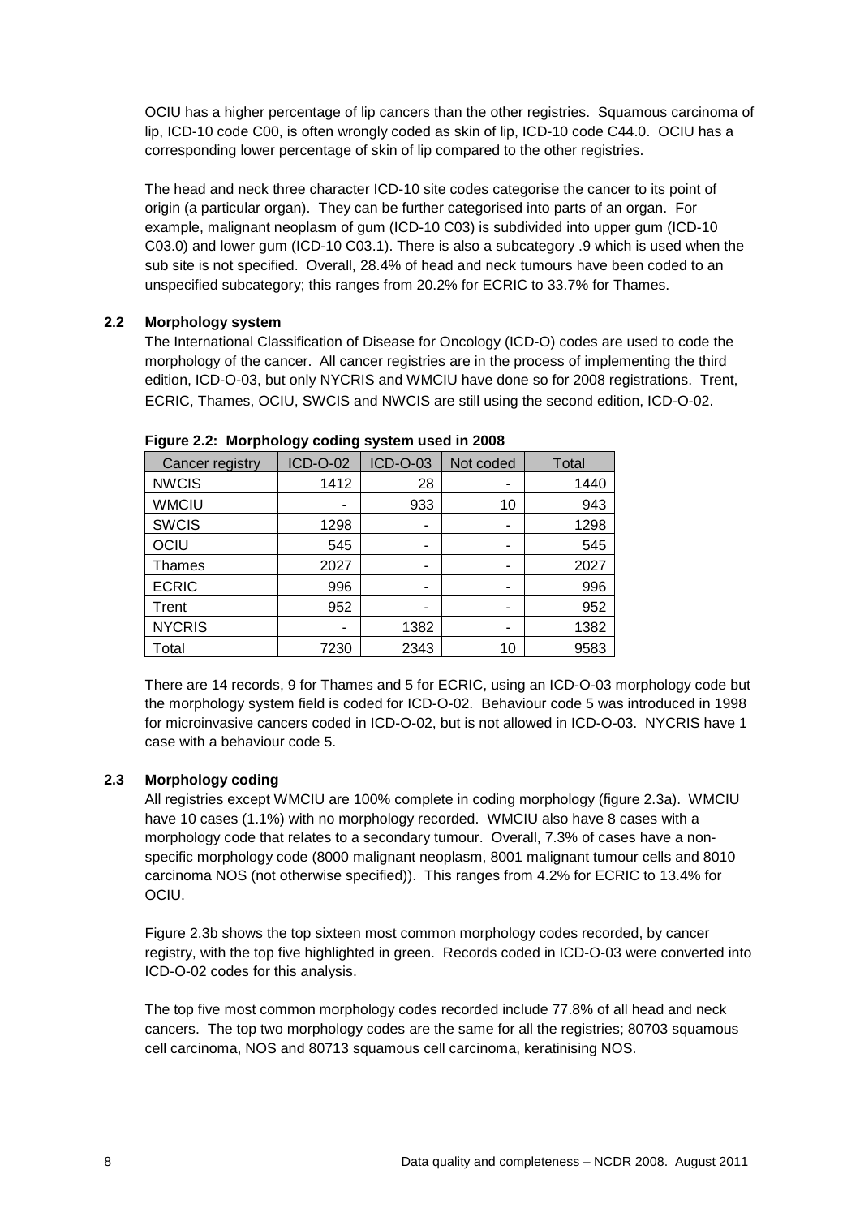OCIU has a higher percentage of lip cancers than the other registries. Squamous carcinoma of lip, ICD-10 code C00, is often wrongly coded as skin of lip, ICD-10 code C44.0. OCIU has a corresponding lower percentage of skin of lip compared to the other registries.

The head and neck three character ICD-10 site codes categorise the cancer to its point of origin (a particular organ). They can be further categorised into parts of an organ. For example, malignant neoplasm of gum (ICD-10 C03) is subdivided into upper gum (ICD-10 C03.0) and lower gum (ICD-10 C03.1). There is also a subcategory .9 which is used when the sub site is not specified. Overall, 28.4% of head and neck tumours have been coded to an unspecified subcategory; this ranges from 20.2% for ECRIC to 33.7% for Thames.

## 2.2 Morphology system

The International Classification of Disease for Oncology (ICD-O) codes are used to code the morphology of the cancer. All cancer registries are in the process of implementing the third edition, ICD-O-03, but only NYCRIS and WMCIU have done so for 2008 registrations. Trent, ECRIC, Thames, OCIU, SWCIS and NWCIS are still using the second edition, ICD-O-02.

**Figure 2.2: Morphology coding system used in 2008**

| Cancer registry | ICD-O-02 | ICD-O-03 | Not coded | Total |
|---|---|---|---|---|
| NWCIS | 1412 | 28 | - | 1440 |
| WMCIU | - | 933 | 10 | 943 |
| SWCIS | 1298 | - | - | 1298 |
| OCIU | 545 | - | - | 545 |
| Thames | 2027 | - | - | 2027 |
| ECRIC | 996 | - | - | 996 |
| Trent | 952 | - | - | 952 |
| NYCRIS | - | 1382 | - | 1382 |
| Total | 7230 | 2343 | 10 | 9583 |

There are 14 records, 9 for Thames and 5 for ECRIC, using an ICD-O-03 morphology code but the morphology system field is coded for ICD-O-02. Behaviour code 5 was introduced in 1998 for microinvasive cancers coded in ICD-O-02, but is not allowed in ICD-O-03. NYCRIS have 1 case with a behaviour code 5.

## 2.3 Morphology coding

All registries except WMCIU are 100% complete in coding morphology (figure 2.3a). WMCIU have 10 cases (1.1%) with no morphology recorded. WMCIU also have 8 cases with a morphology code that relates to a secondary tumour. Overall, 7.3% of cases have a non-specific morphology code (8000 malignant neoplasm, 8001 malignant tumour cells and 8010 carcinoma NOS (not otherwise specified)). This ranges from 4.2% for ECRIC to 13.4% for OCIU.

Figure 2.3b shows the top sixteen most common morphology codes recorded, by cancer registry, with the top five highlighted in green. Records coded in ICD-O-03 were converted into ICD-O-02 codes for this analysis.

The top five most common morphology codes recorded include 77.8% of all head and neck cancers. The top two morphology codes are the same for all the registries; 80703 squamous cell carcinoma, NOS and 80713 squamous cell carcinoma, keratinising NOS.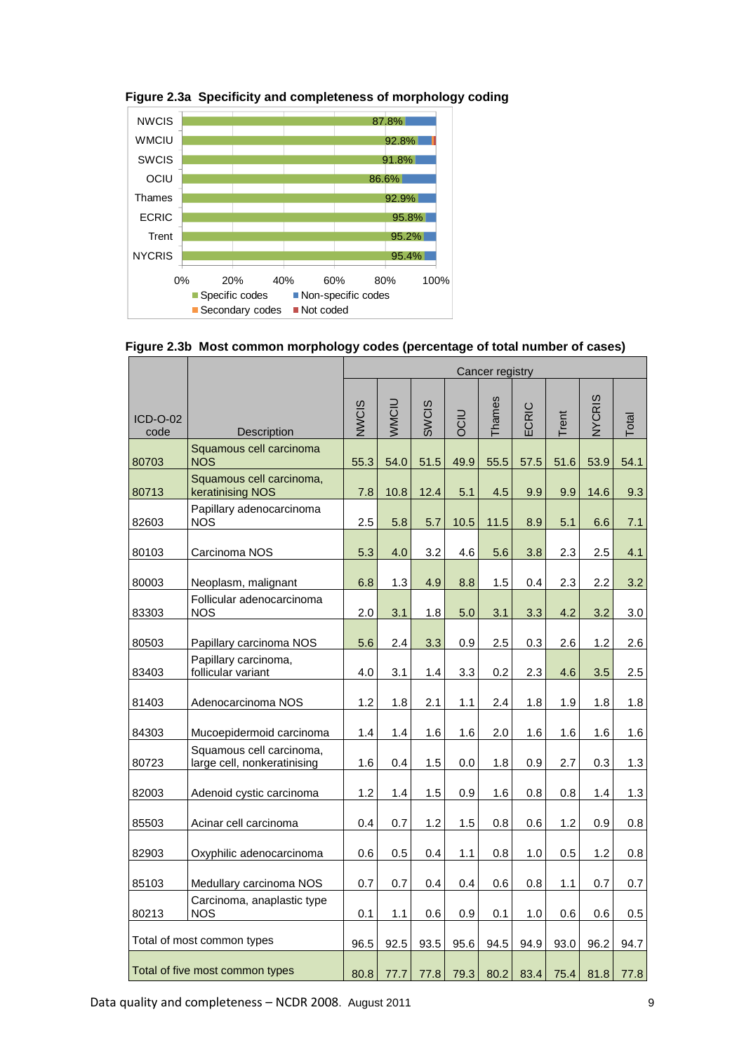**Figure 2.3a Specificity and completeness of morphology coding**

| Registry | Specific codes |
|---|---|
| NWCIS | 87.8% |
| WMCIU | 92.8% |
| SWCIS | 91.8% |
| OCIU | 86.6% |
| Thames | 92.9% |
| ECRIC | 95.8% |
| Trent | 95.2% |
| NYCRIS | 95.4% |

Legend: Specific codes, Non-specific codes, Secondary codes, Not coded

**Figure 2.3b Most common morphology codes (percentage of total number of cases)**

| ICD-O-02 code | Description | Cancer registry | | | | | | | | |
|---|---|---|---|---|---|---|---|---|---|---|
| | | NWCIS | WMCIU | SWCIS | OCIU | Thames | ECRIC | Trent | NYCRIS | Total |
| 80703 | Squamous cell carcinoma NOS | 55.3 | 54.0 | 51.5 | 49.9 | 55.5 | 57.5 | 51.6 | 53.9 | 54.1 |
| 80713 | Squamous cell carcinoma, keratinising NOS | 7.8 | 10.8 | 12.4 | 5.1 | 4.5 | 9.9 | 9.9 | 14.6 | 9.3 |
| 82603 | Papillary adenocarcinoma NOS | 2.5 | 5.8 | 5.7 | 10.5 | 11.5 | 8.9 | 5.1 | 6.6 | 7.1 |
| 80103 | Carcinoma NOS | 5.3 | 4.0 | 3.2 | 4.6 | 5.6 | 3.8 | 2.3 | 2.5 | 4.1 |
| 80003 | Neoplasm, malignant | 6.8 | 1.3 | 4.9 | 8.8 | 1.5 | 0.4 | 2.3 | 2.2 | 3.2 |
| 83303 | Follicular adenocarcinoma NOS | 2.0 | 3.1 | 1.8 | 5.0 | 3.1 | 3.3 | 4.2 | 3.2 | 3.0 |
| 80503 | Papillary carcinoma NOS | 5.6 | 2.4 | 3.3 | 0.9 | 2.5 | 0.3 | 2.6 | 1.2 | 2.6 |
| 83403 | Papillary carcinoma, follicular variant | 4.0 | 3.1 | 1.4 | 3.3 | 0.2 | 2.3 | 4.6 | 3.5 | 2.5 |
| 81403 | Adenocarcinoma NOS | 1.2 | 1.8 | 2.1 | 1.1 | 2.4 | 1.8 | 1.9 | 1.8 | 1.8 |
| 84303 | Mucoepidermoid carcinoma | 1.4 | 1.4 | 1.6 | 1.6 | 2.0 | 1.6 | 1.6 | 1.6 | 1.6 |
| 80723 | Squamous cell carcinoma, large cell, nonkeratinising | 1.6 | 0.4 | 1.5 | 0.0 | 1.8 | 0.9 | 2.7 | 0.3 | 1.3 |
| 82003 | Adenoid cystic carcinoma | 1.2 | 1.4 | 1.5 | 0.9 | 1.6 | 0.8 | 0.8 | 1.4 | 1.3 |
| 85503 | Acinar cell carcinoma | 0.4 | 0.7 | 1.2 | 1.5 | 0.8 | 0.6 | 1.2 | 0.9 | 0.8 |
| 82903 | Oxyphilic adenocarcinoma | 0.6 | 0.5 | 0.4 | 1.1 | 0.8 | 1.0 | 0.5 | 1.2 | 0.8 |
| 85103 | Medullary carcinoma NOS | 0.7 | 0.7 | 0.4 | 0.4 | 0.6 | 0.8 | 1.1 | 0.7 | 0.7 |
| 80213 | Carcinoma, anaplastic type NOS | 0.1 | 1.1 | 0.6 | 0.9 | 0.1 | 1.0 | 0.6 | 0.6 | 0.5 |
| Total of most common types | | 96.5 | 92.5 | 93.5 | 95.6 | 94.5 | 94.9 | 93.0 | 96.2 | 94.7 |
| Total of five most common types | | 80.8 | 77.7 | 77.8 | 79.3 | 80.2 | 83.4 | 75.4 | 81.8 | 77.8 |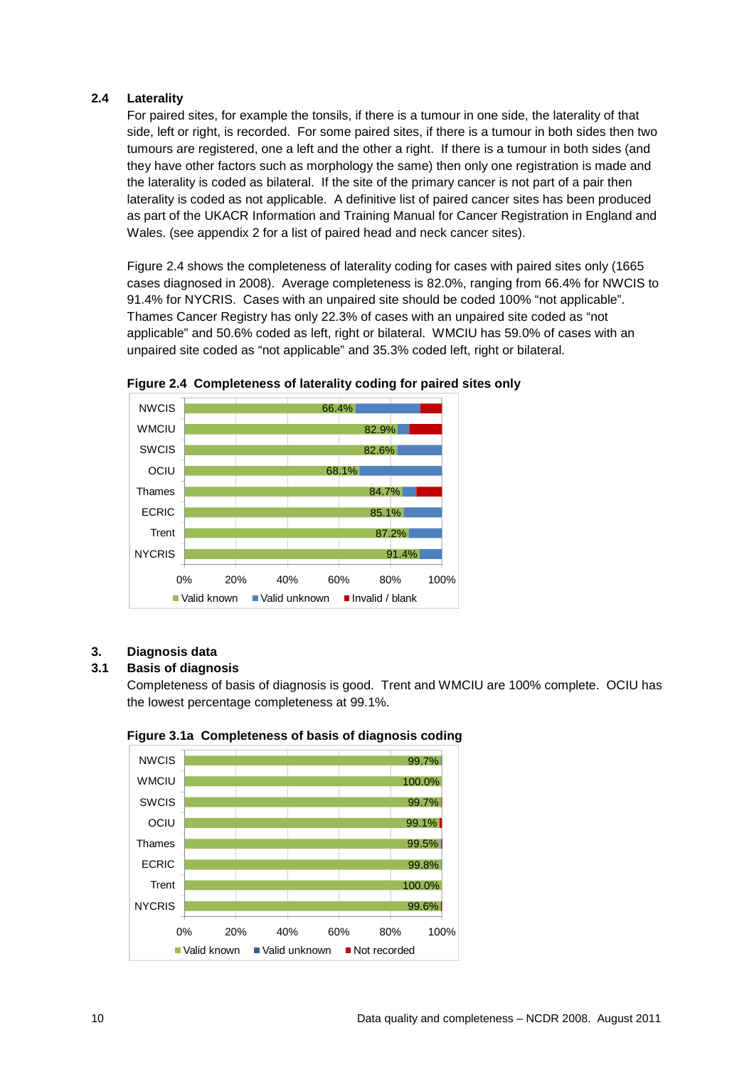## 2.4 Laterality

For paired sites, for example the tonsils, if there is a tumour in one side, the laterality of that side, left or right, is recorded. For some paired sites, if there is a tumour in both sides then two tumours are registered, one a left and the other a right. If there is a tumour in both sides (and they have other factors such as morphology the same) then only one registration is made and the laterality is coded as bilateral. If the site of the primary cancer is not part of a pair then laterality is coded as not applicable. A definitive list of paired cancer sites has been produced as part of the UKACR Information and Training Manual for Cancer Registration in England and Wales. (see appendix 2 for a list of paired head and neck cancer sites).

Figure 2.4 shows the completeness of laterality coding for cases with paired sites only (1665 cases diagnosed in 2008). Average completeness is 82.0%, ranging from 66.4% for NWCIS to 91.4% for NYCRIS. Cases with an unpaired site should be coded 100% "not applicable". Thames Cancer Registry has only 22.3% of cases with an unpaired site coded as "not applicable" and 50.6% coded as left, right or bilateral. WMCIU has 59.0% of cases with an unpaired site coded as "not applicable" and 35.3% coded left, right or bilateral.

**Figure 2.4 Completeness of laterality coding for paired sites only**

| Registry | Valid known |
|---|---|
| NWCIS | 66.4% |
| WMCIU | 82.9% |
| SWCIS | 82.6% |
| OCIU | 68.1% |
| Thames | 84.7% |
| ECRIC | 85.1% |
| Trent | 87.2% |
| NYCRIS | 91.4% |

Legend: Valid known, Valid unknown, Invalid / blank

# 3. Diagnosis data

## 3.1 Basis of diagnosis

Completeness of basis of diagnosis is good. Trent and WMCIU are 100% complete. OCIU has the lowest percentage completeness at 99.1%.

**Figure 3.1a Completeness of basis of diagnosis coding**

| Registry | Valid known |
|---|---|
| NWCIS | 99.7% |
| WMCIU | 100.0% |
| SWCIS | 99.7% |
| OCIU | 99.1% |
| Thames | 99.5% |
| ECRIC | 99.8% |
| Trent | 100.0% |
| NYCRIS | 99.6% |

Legend: Valid known, Valid unknown, Not recorded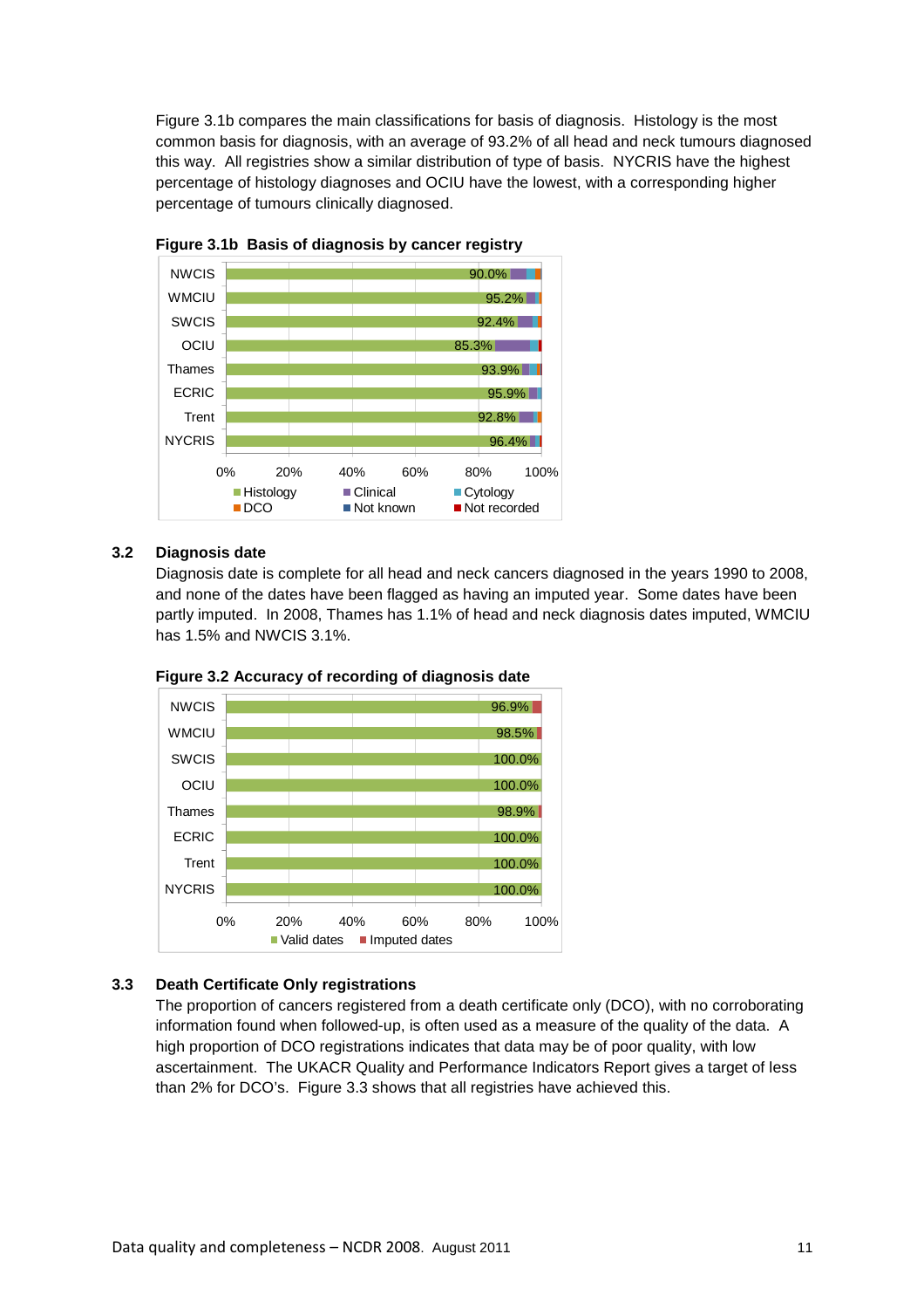Figure 3.1b compares the main classifications for basis of diagnosis. Histology is the most common basis for diagnosis, with an average of 93.2% of all head and neck tumours diagnosed this way. All registries show a similar distribution of type of basis. NYCRIS have the highest percentage of histology diagnoses and OCIU have the lowest, with a corresponding higher percentage of tumours clinically diagnosed.

**Figure 3.1b Basis of diagnosis by cancer registry**

| Registry | Histology |
|---|---|
| NWCIS | 90.0% |
| WMCIU | 95.2% |
| SWCIS | 92.4% |
| OCIU | 85.3% |
| Thames | 93.9% |
| ECRIC | 95.9% |
| Trent | 92.8% |
| NYCRIS | 96.4% |

Legend: Histology, Clinical, Cytology, DCO, Not known, Not recorded

## 3.2 Diagnosis date

Diagnosis date is complete for all head and neck cancers diagnosed in the years 1990 to 2008, and none of the dates have been flagged as having an imputed year. Some dates have been partly imputed. In 2008, Thames has 1.1% of head and neck diagnosis dates imputed, WMCIU has 1.5% and NWCIS 3.1%.

**Figure 3.2 Accuracy of recording of diagnosis date**

| Registry | Valid dates |
|---|---|
| NWCIS | 96.9% |
| WMCIU | 98.5% |
| SWCIS | 100.0% |
| OCIU | 100.0% |
| Thames | 98.9% |
| ECRIC | 100.0% |
| Trent | 100.0% |
| NYCRIS | 100.0% |

Legend: Valid dates, Imputed dates

## 3.3 Death Certificate Only registrations

The proportion of cancers registered from a death certificate only (DCO), with no corroborating information found when followed-up, is often used as a measure of the quality of the data. A high proportion of DCO registrations indicates that data may be of poor quality, with low ascertainment. The UKACR Quality and Performance Indicators Report gives a target of less than 2% for DCO's. Figure 3.3 shows that all registries have achieved this.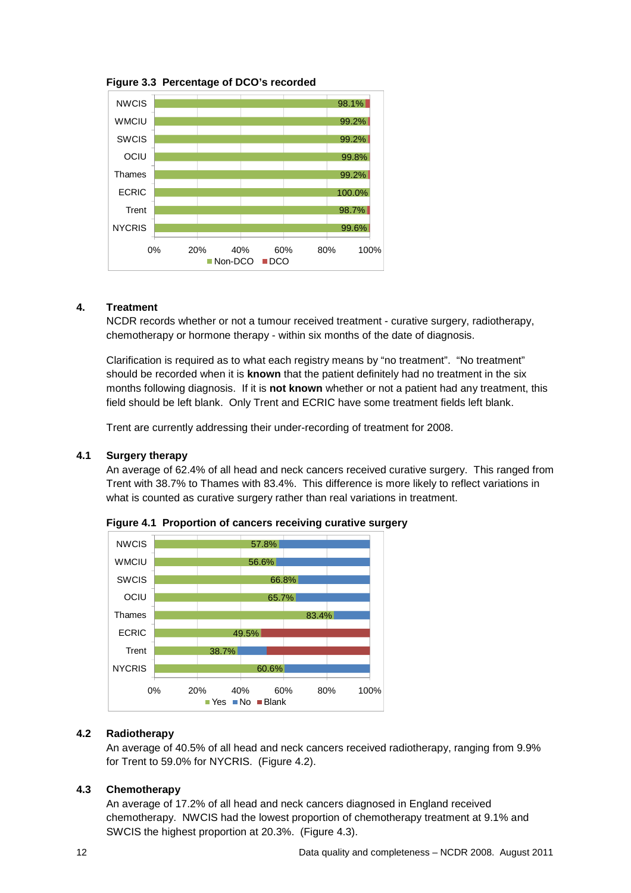**Figure 3.3 Percentage of DCO's recorded**

| Registry | Non-DCO |
|---|---|
| NWCIS | 98.1% |
| WMCIU | 99.2% |
| SWCIS | 99.2% |
| OCIU | 99.8% |
| Thames | 99.2% |
| ECRIC | 100.0% |
| Trent | 98.7% |
| NYCRIS | 99.6% |

## 4. Treatment

NCDR records whether or not a tumour received treatment - curative surgery, radiotherapy, chemotherapy or hormone therapy - within six months of the date of diagnosis.

Clarification is required as to what each registry means by "no treatment". "No treatment" should be recorded when it is **known** that the patient definitely had no treatment in the six months following diagnosis. If it is **not known** whether or not a patient had any treatment, this field should be left blank. Only Trent and ECRIC have some treatment fields left blank.

Trent are currently addressing their under-recording of treatment for 2008.

### 4.1 Surgery therapy

An average of 62.4% of all head and neck cancers received curative surgery. This ranged from Trent with 38.7% to Thames with 83.4%. This difference is more likely to reflect variations in what is counted as curative surgery rather than real variations in treatment.

**Figure 4.1 Proportion of cancers receiving curative surgery**

| Registry | Yes |
|---|---|
| NWCIS | 57.8% |
| WMCIU | 56.6% |
| SWCIS | 66.8% |
| OCIU | 65.7% |
| Thames | 83.4% |
| ECRIC | 49.5% |
| Trent | 38.7% |
| NYCRIS | 60.6% |

### 4.2 Radiotherapy

An average of 40.5% of all head and neck cancers received radiotherapy, ranging from 9.9% for Trent to 59.0% for NYCRIS. (Figure 4.2).

### 4.3 Chemotherapy

An average of 17.2% of all head and neck cancers diagnosed in England received chemotherapy. NWCIS had the lowest proportion of chemotherapy treatment at 9.1% and SWCIS the highest proportion at 20.3%. (Figure 4.3).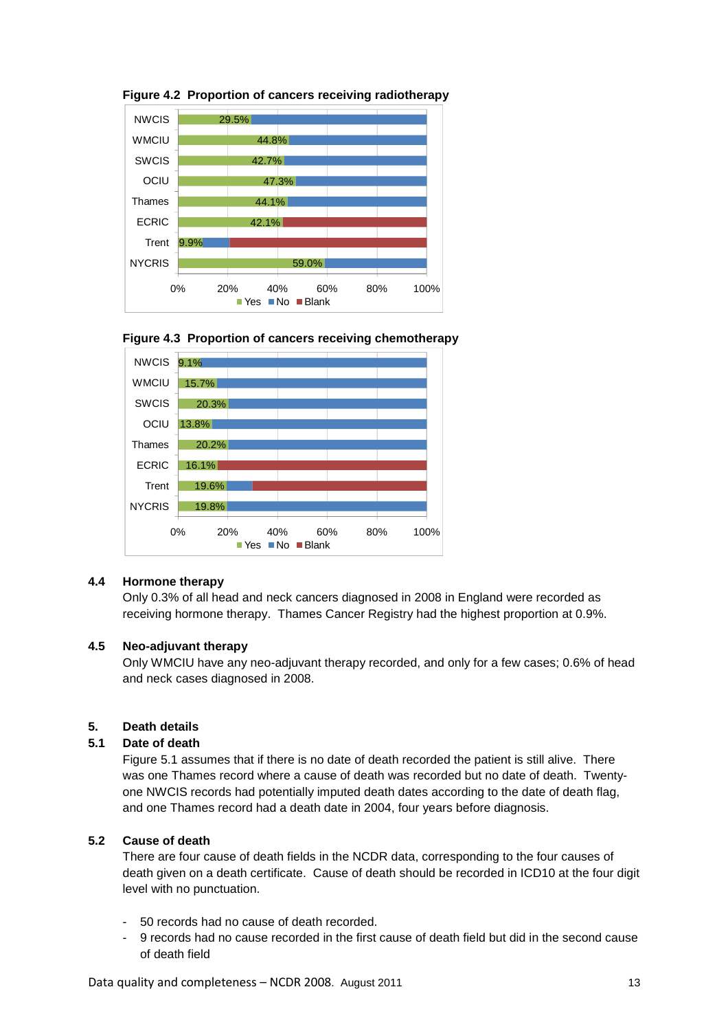**Figure 4.2 Proportion of cancers receiving radiotherapy**

| Registry | Yes |
|---|---|
| NWCIS | 29.5% |
| WMCIU | 44.8% |
| SWCIS | 42.7% |
| OCIU | 47.3% |
| Thames | 44.1% |
| ECRIC | 42.1% |
| Trent | 9.9% |
| NYCRIS | 59.0% |

Yes / No / Blank

**Figure 4.3 Proportion of cancers receiving chemotherapy**

| Registry | Yes |
|---|---|
| NWCIS | 9.1% |
| WMCIU | 15.7% |
| SWCIS | 20.3% |
| OCIU | 13.8% |
| Thames | 20.2% |
| ECRIC | 16.1% |
| Trent | 19.6% |
| NYCRIS | 19.8% |

Yes / No / Blank

### 4.4 Hormone therapy

Only 0.3% of all head and neck cancers diagnosed in 2008 in England were recorded as receiving hormone therapy. Thames Cancer Registry had the highest proportion at 0.9%.

### 4.5 Neo-adjuvant therapy

Only WMCIU have any neo-adjuvant therapy recorded, and only for a few cases; 0.6% of head and neck cases diagnosed in 2008.

## 5. Death details

### 5.1 Date of death

Figure 5.1 assumes that if there is no date of death recorded the patient is still alive. There was one Thames record where a cause of death was recorded but no date of death. Twenty-one NWCIS records had potentially imputed death dates according to the date of death flag, and one Thames record had a death date in 2004, four years before diagnosis.

### 5.2 Cause of death

There are four cause of death fields in the NCDR data, corresponding to the four causes of death given on a death certificate. Cause of death should be recorded in ICD10 at the four digit level with no punctuation.

- 50 records had no cause of death recorded.
- 9 records had no cause recorded in the first cause of death field but did in the second cause of death field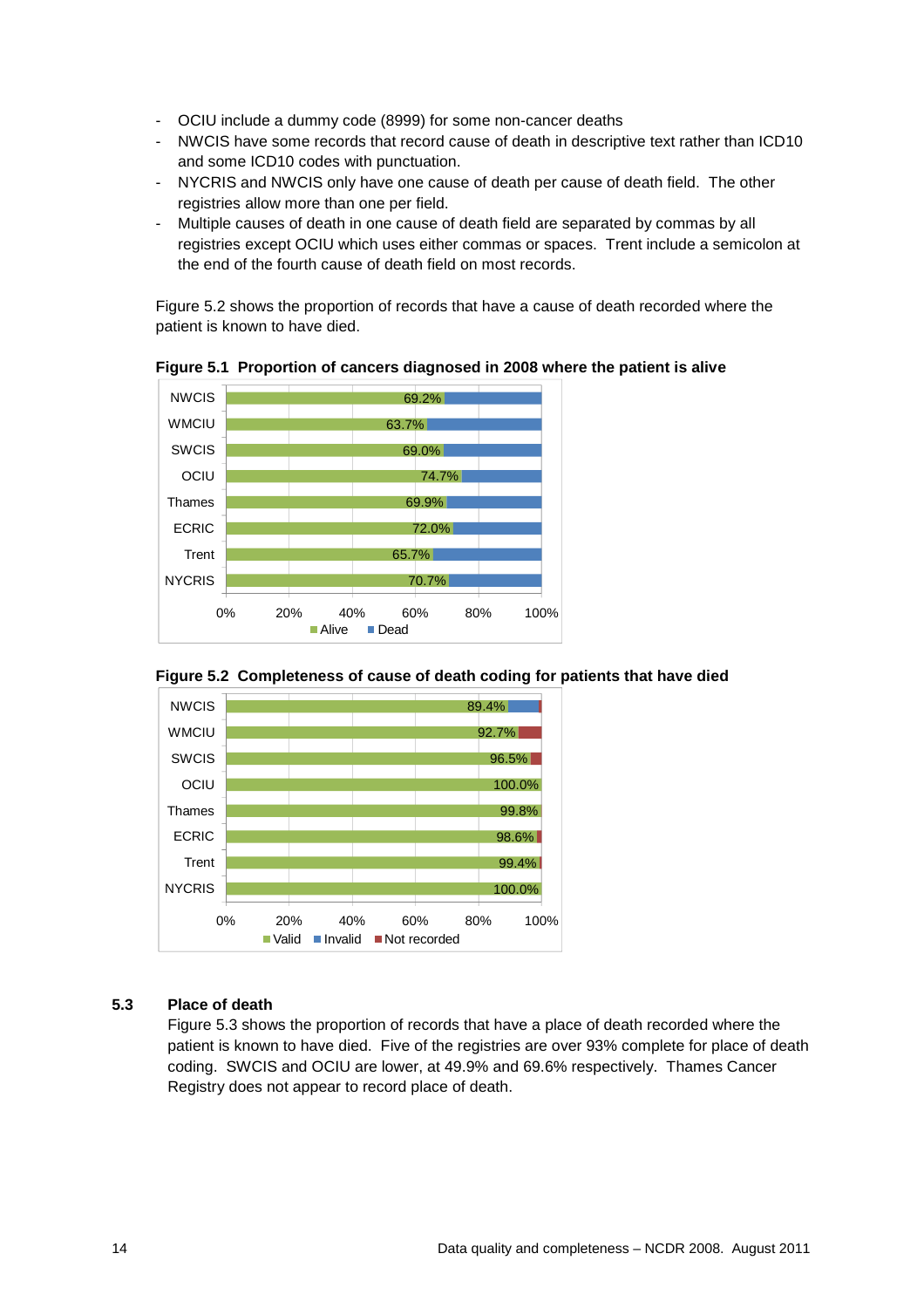- OCIU include a dummy code (8999) for some non-cancer deaths
- NWCIS have some records that record cause of death in descriptive text rather than ICD10 and some ICD10 codes with punctuation.
- NYCRIS and NWCIS only have one cause of death per cause of death field. The other registries allow more than one per field.
- Multiple causes of death in one cause of death field are separated by commas by all registries except OCIU which uses either commas or spaces. Trent include a semicolon at the end of the fourth cause of death field on most records.

Figure 5.2 shows the proportion of records that have a cause of death recorded where the patient is known to have died.

**Figure 5.1 Proportion of cancers diagnosed in 2008 where the patient is alive**

| Registry | Alive |
|---|---|
| NWCIS | 69.2% |
| WMCIU | 63.7% |
| SWCIS | 69.0% |
| OCIU | 74.7% |
| Thames | 69.9% |
| ECRIC | 72.0% |
| Trent | 65.7% |
| NYCRIS | 70.7% |

**Figure 5.2 Completeness of cause of death coding for patients that have died**

| Registry | Valid |
|---|---|
| NWCIS | 89.4% |
| WMCIU | 92.7% |
| SWCIS | 96.5% |
| OCIU | 100.0% |
| Thames | 99.8% |
| ECRIC | 98.6% |
| Trent | 99.4% |
| NYCRIS | 100.0% |

## 5.3 Place of death

Figure 5.3 shows the proportion of records that have a place of death recorded where the patient is known to have died. Five of the registries are over 93% complete for place of death coding. SWCIS and OCIU are lower, at 49.9% and 69.6% respectively. Thames Cancer Registry does not appear to record place of death.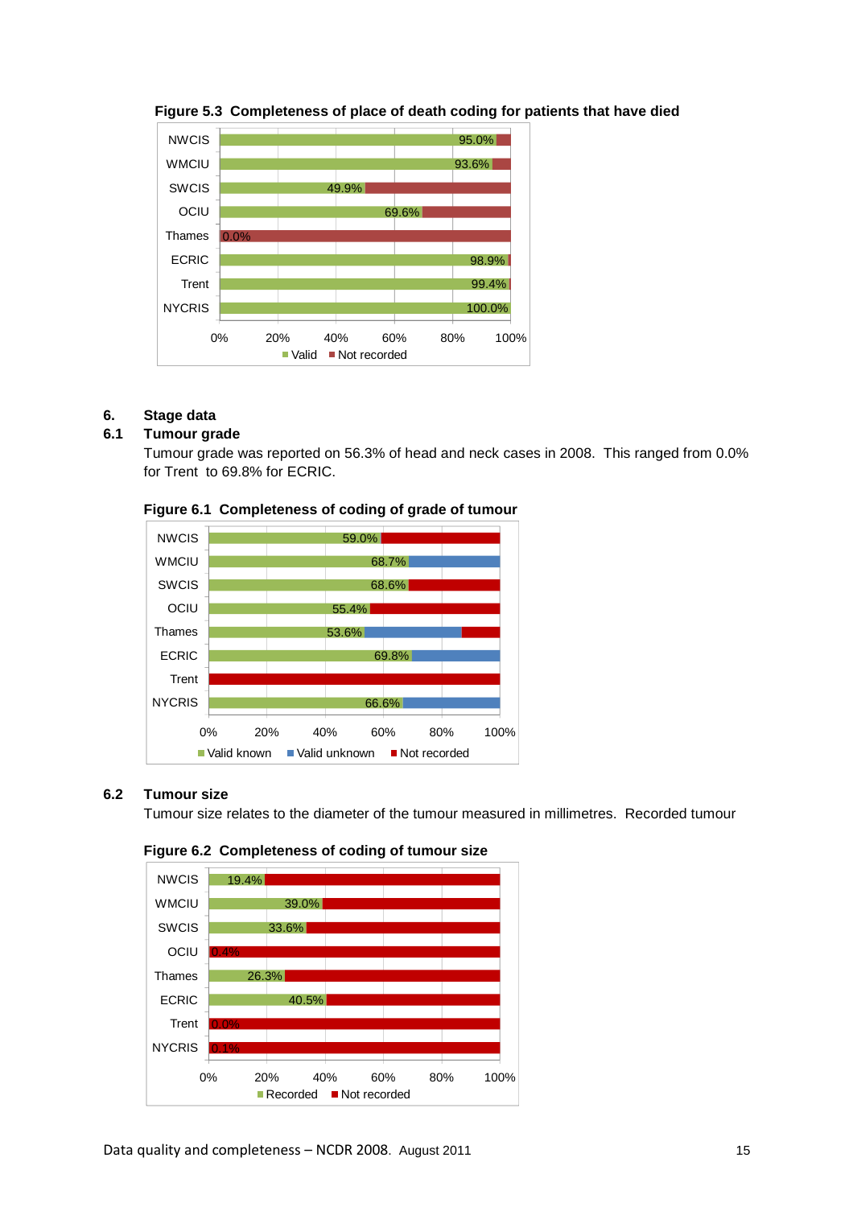**Figure 5.3 Completeness of place of death coding for patients that have died**

| | Valid | Not recorded |
|---|---|---|
| NWCIS | 95.0% | |
| WMCIU | 93.6% | |
| SWCIS | 49.9% | |
| OCIU | 69.6% | |
| Thames | 0.0% | |
| ECRIC | 98.9% | |
| Trent | 99.4% | |
| NYCRIS | 100.0% | |

## 6. Stage data

### 6.1 Tumour grade

Tumour grade was reported on 56.3% of head and neck cases in 2008. This ranged from 0.0% for Trent to 69.8% for ECRIC.

**Figure 6.1 Completeness of coding of grade of tumour**

| | Valid known | Valid unknown | Not recorded |
|---|---|---|---|
| NWCIS | 59.0% | | |
| WMCIU | 68.7% | | |
| SWCIS | 68.6% | | |
| OCIU | 55.4% | | |
| Thames | 53.6% | | |
| ECRIC | 69.8% | | |
| Trent | | | |
| NYCRIS | 66.6% | | |

### 6.2 Tumour size

Tumour size relates to the diameter of the tumour measured in millimetres. Recorded tumour

**Figure 6.2 Completeness of coding of tumour size**

| | Recorded | Not recorded |
|---|---|---|
| NWCIS | 19.4% | |
| WMCIU | 39.0% | |
| SWCIS | 33.6% | |
| OCIU | 0.4% | |
| Thames | 26.3% | |
| ECRIC | 40.5% | |
| Trent | 0.0% | |
| NYCRIS | 0.1% | |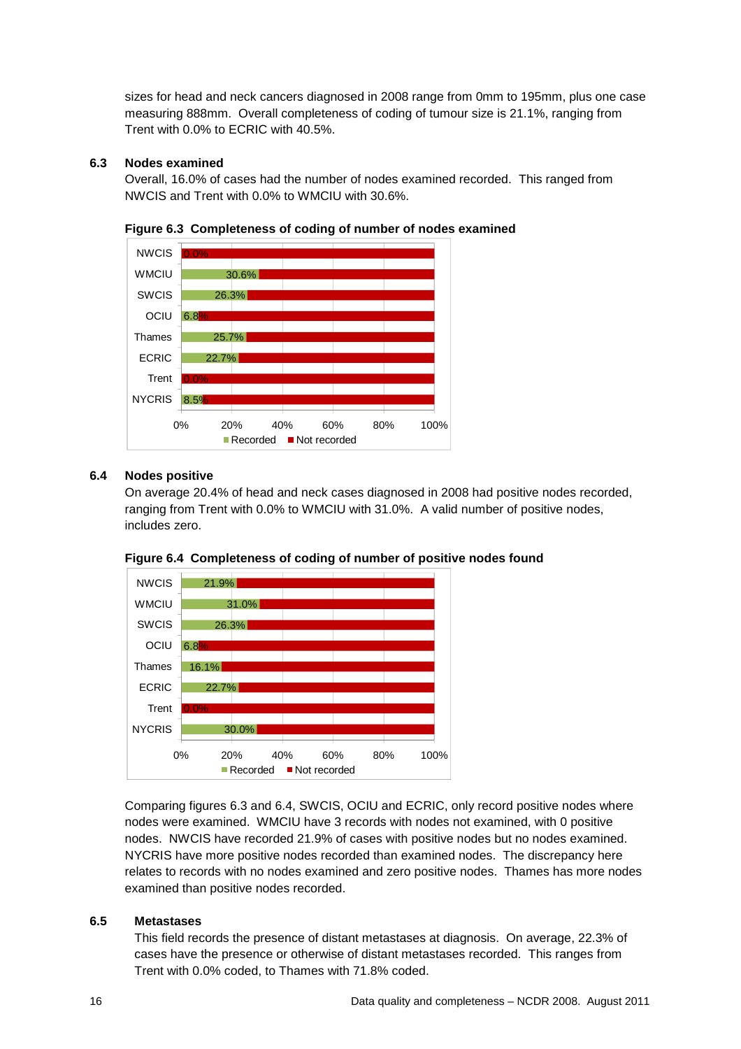sizes for head and neck cancers diagnosed in 2008 range from 0mm to 195mm, plus one case measuring 888mm. Overall completeness of coding of tumour size is 21.1%, ranging from Trent with 0.0% to ECRIC with 40.5%.

### 6.3 Nodes examined

Overall, 16.0% of cases had the number of nodes examined recorded. This ranged from NWCIS and Trent with 0.0% to WMCIU with 30.6%.

**Figure 6.3 Completeness of coding of number of nodes examined**

| Registry | Recorded |
|---|---|
| NWCIS | 0.0% |
| WMCIU | 30.6% |
| SWCIS | 26.3% |
| OCIU | 6.8% |
| Thames | 25.7% |
| ECRIC | 22.7% |
| Trent | 0.0% |
| NYCRIS | 8.5% |

### 6.4 Nodes positive

On average 20.4% of head and neck cases diagnosed in 2008 had positive nodes recorded, ranging from Trent with 0.0% to WMCIU with 31.0%. A valid number of positive nodes, includes zero.

**Figure 6.4 Completeness of coding of number of positive nodes found**

| Registry | Recorded |
|---|---|
| NWCIS | 21.9% |
| WMCIU | 31.0% |
| SWCIS | 26.3% |
| OCIU | 6.8% |
| Thames | 16.1% |
| ECRIC | 22.7% |
| Trent | 0.0% |
| NYCRIS | 30.0% |

Comparing figures 6.3 and 6.4, SWCIS, OCIU and ECRIC, only record positive nodes where nodes were examined. WMCIU have 3 records with nodes not examined, with 0 positive nodes. NWCIS have recorded 21.9% of cases with positive nodes but no nodes examined. NYCRIS have more positive nodes recorded than examined nodes. The discrepancy here relates to records with no nodes examined and zero positive nodes. Thames has more nodes examined than positive nodes recorded.

### 6.5 Metastases

This field records the presence of distant metastases at diagnosis. On average, 22.3% of cases have the presence or otherwise of distant metastases recorded. This ranges from Trent with 0.0% coded, to Thames with 71.8% coded.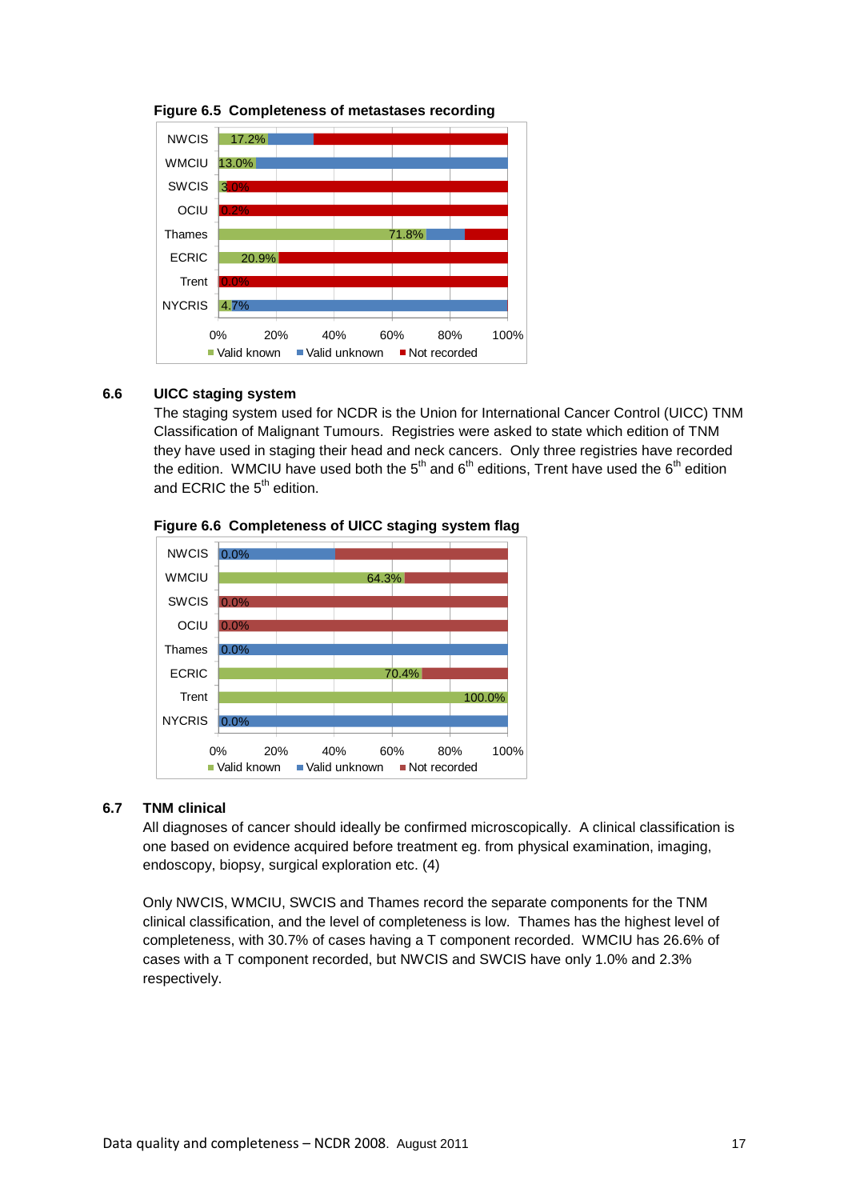**Figure 6.5 Completeness of metastases recording**

| Registry | Valid known |
|---|---|
| NWCIS | 17.2% |
| WMCIU | 13.0% |
| SWCIS | 3.0% |
| OCIU | 0.2% |
| Thames | 71.8% |
| ECRIC | 20.9% |
| Trent | 0.0% |
| NYCRIS | 4.7% |

Legend: Valid known, Valid unknown, Not recorded

## 6.6 UICC staging system

The staging system used for NCDR is the Union for International Cancer Control (UICC) TNM Classification of Malignant Tumours. Registries were asked to state which edition of TNM they have used in staging their head and neck cancers. Only three registries have recorded the edition. WMCIU have used both the 5th and 6th editions, Trent have used the 6th edition and ECRIC the 5th edition.

**Figure 6.6 Completeness of UICC staging system flag**

| Registry | Valid known |
|---|---|
| NWCIS | 0.0% |
| WMCIU | 64.3% |
| SWCIS | 0.0% |
| OCIU | 0.0% |
| Thames | 0.0% |
| ECRIC | 70.4% |
| Trent | 100.0% |
| NYCRIS | 0.0% |

Legend: Valid known, Valid unknown, Not recorded

## 6.7 TNM clinical

All diagnoses of cancer should ideally be confirmed microscopically. A clinical classification is one based on evidence acquired before treatment eg. from physical examination, imaging, endoscopy, biopsy, surgical exploration etc. (4)

Only NWCIS, WMCIU, SWCIS and Thames record the separate components for the TNM clinical classification, and the level of completeness is low. Thames has the highest level of completeness, with 30.7% of cases having a T component recorded. WMCIU has 26.6% of cases with a T component recorded, but NWCIS and SWCIS have only 1.0% and 2.3% respectively.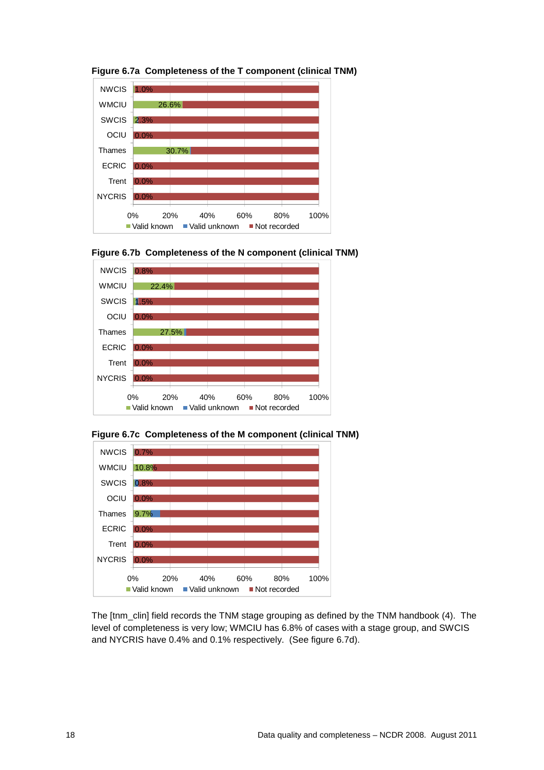**Figure 6.7a Completeness of the T component (clinical TNM)**

| | Valid known |
|---|---|
| NWCIS | 1.0% |
| WMCIU | 26.6% |
| SWCIS | 2.3% |
| OCIU | 0.0% |
| Thames | 30.7% |
| ECRIC | 0.0% |
| Trent | 0.0% |
| NYCRIS | 0.0% |

Legend: Valid known, Valid unknown, Not recorded

**Figure 6.7b Completeness of the N component (clinical TNM)**

| | Valid known |
|---|---|
| NWCIS | 0.8% |
| WMCIU | 22.4% |
| SWCIS | 1.5% |
| OCIU | 0.0% |
| Thames | 27.5% |
| ECRIC | 0.0% |
| Trent | 0.0% |
| NYCRIS | 0.0% |

Legend: Valid known, Valid unknown, Not recorded

**Figure 6.7c Completeness of the M component (clinical TNM)**

| | Valid known |
|---|---|
| NWCIS | 0.7% |
| WMCIU | 10.8% |
| SWCIS | 0.8% |
| OCIU | 0.0% |
| Thames | 9.7% |
| ECRIC | 0.0% |
| Trent | 0.0% |
| NYCRIS | 0.0% |

Legend: Valid known, Valid unknown, Not recorded

The [tnm_clin] field records the TNM stage grouping as defined by the TNM handbook (4). The level of completeness is very low; WMCIU has 6.8% of cases with a stage group, and SWCIS and NYCRIS have 0.4% and 0.1% respectively. (See figure 6.7d).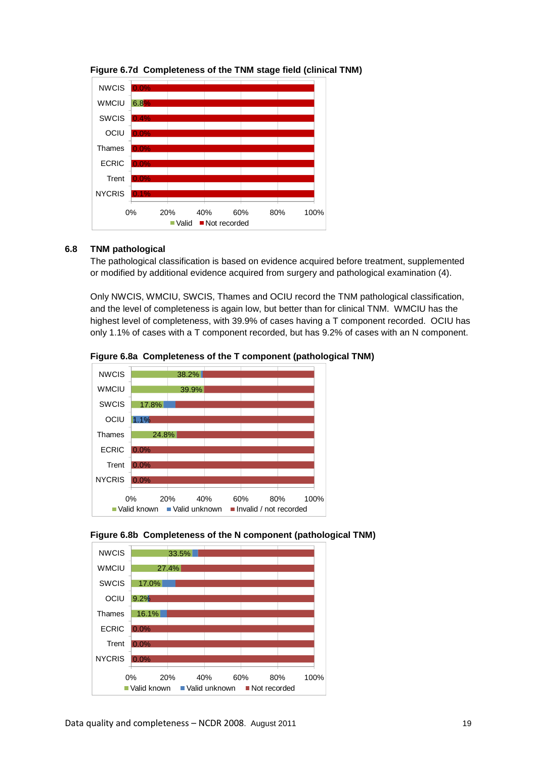**Figure 6.7d Completeness of the TNM stage field (clinical TNM)**

| Registry | Valid |
|---|---|
| NWCIS | 0.0% |
| WMCIU | 6.8% |
| SWCIS | 0.4% |
| OCIU | 0.0% |
| Thames | 0.0% |
| ECRIC | 0.0% |
| Trent | 0.0% |
| NYCRIS | 0.1% |

## 6.8 TNM pathological

The pathological classification is based on evidence acquired before treatment, supplemented or modified by additional evidence acquired from surgery and pathological examination (4).

Only NWCIS, WMCIU, SWCIS, Thames and OCIU record the TNM pathological classification, and the level of completeness is again low, but better than for clinical TNM. WMCIU has the highest level of completeness, with 39.9% of cases having a T component recorded. OCIU has only 1.1% of cases with a T component recorded, but has 9.2% of cases with an N component.

**Figure 6.8a Completeness of the T component (pathological TNM)**

| Registry | Valid known |
|---|---|
| NWCIS | 38.2% |
| WMCIU | 39.9% |
| SWCIS | 17.8% |
| OCIU | 1.1% |
| Thames | 24.8% |
| ECRIC | 0.0% |
| Trent | 0.0% |
| NYCRIS | 0.0% |

**Figure 6.8b Completeness of the N component (pathological TNM)**

| Registry | Valid known |
|---|---|
| NWCIS | 33.5% |
| WMCIU | 27.4% |
| SWCIS | 17.0% |
| OCIU | 9.2% |
| Thames | 16.1% |
| ECRIC | 0.0% |
| Trent | 0.0% |
| NYCRIS | 0.0% |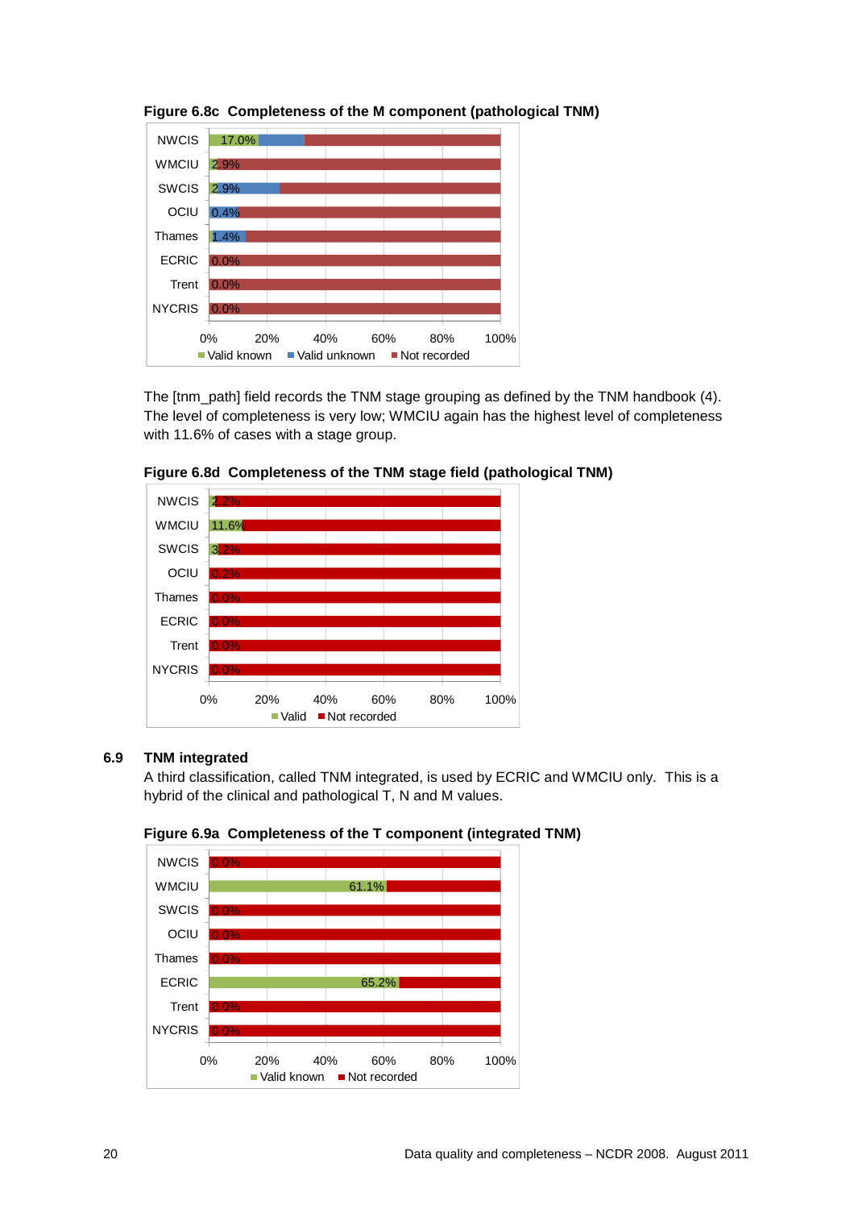**Figure 6.8c  Completeness of the M component (pathological TNM)**

| | Valid known |
|---|---|
| NWCIS | 17.0% |
| WMCIU | 2.9% |
| SWCIS | 2.9% |
| OCIU | 0.4% |
| Thames | 1.4% |
| ECRIC | 0.0% |
| Trent | 0.0% |
| NYCRIS | 0.0% |

Valid known ■ Valid unknown ■ Not recorded

The [tnm_path] field records the TNM stage grouping as defined by the TNM handbook (4). The level of completeness is very low; WMCIU again has the highest level of completeness with 11.6% of cases with a stage group.

**Figure 6.8d  Completeness of the TNM stage field (pathological TNM)**

| | Valid |
|---|---|
| NWCIS | 2.2% |
| WMCIU | 11.6% |
| SWCIS | 3.2% |
| OCIU | 0.2% |
| Thames | 0.0% |
| ECRIC | 0.0% |
| Trent | 0.0% |
| NYCRIS | 0.0% |

Valid ■ Not recorded

## 6.9 TNM integrated

A third classification, called TNM integrated, is used by ECRIC and WMCIU only. This is a hybrid of the clinical and pathological T, N and M values.

**Figure 6.9a  Completeness of the T component (integrated TNM)**

| | Valid known |
|---|---|
| NWCIS | 0.0% |
| WMCIU | 61.1% |
| SWCIS | 0.0% |
| OCIU | 0.0% |
| Thames | 0.0% |
| ECRIC | 65.2% |
| Trent | 0.0% |
| NYCRIS | 0.0% |

Valid known ■ Not recorded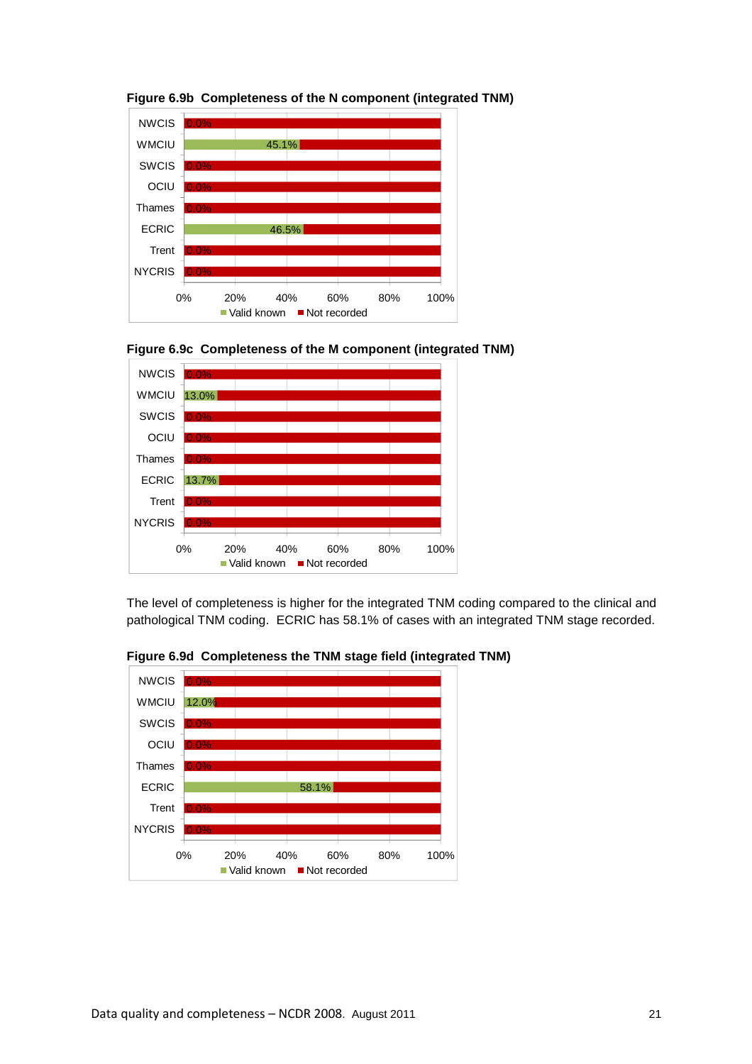**Figure 6.9b Completeness of the N component (integrated TNM)**

| | Valid known | Not recorded |
|---|---|---|
| NWCIS | 0.0% | |
| WMCIU | 45.1% | |
| SWCIS | 0.0% | |
| OCIU | 0.0% | |
| Thames | 0.0% | |
| ECRIC | 46.5% | |
| Trent | 0.0% | |
| NYCRIS | 0.0% | |

**Figure 6.9c Completeness of the M component (integrated TNM)**

| | Valid known | Not recorded |
|---|---|---|
| NWCIS | 0.0% | |
| WMCIU | 13.0% | |
| SWCIS | 0.0% | |
| OCIU | 0.0% | |
| Thames | 0.0% | |
| ECRIC | 13.7% | |
| Trent | 0.0% | |
| NYCRIS | 0.0% | |

The level of completeness is higher for the integrated TNM coding compared to the clinical and pathological TNM coding. ECRIC has 58.1% of cases with an integrated TNM stage recorded.

**Figure 6.9d Completeness the TNM stage field (integrated TNM)**

| | Valid known | Not recorded |
|---|---|---|
| NWCIS | 0.0% | |
| WMCIU | 12.0% | |
| SWCIS | 0.0% | |
| OCIU | 0.0% | |
| Thames | 0.0% | |
| ECRIC | 58.1% | |
| Trent | 0.0% | |
| NYCRIS | 0.0% | |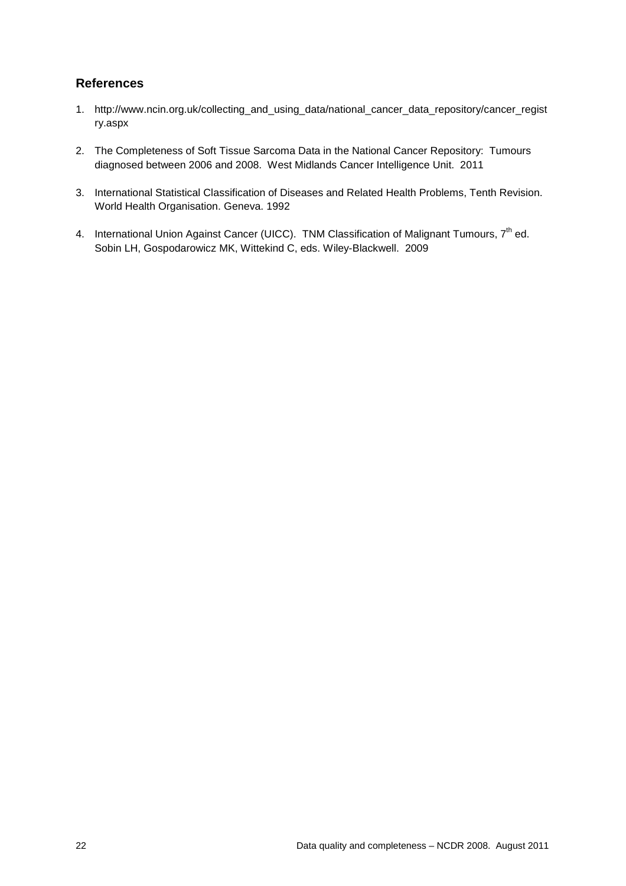## References

1. http://www.ncin.org.uk/collecting_and_using_data/national_cancer_data_repository/cancer_registry.aspx

2. The Completeness of Soft Tissue Sarcoma Data in the National Cancer Repository: Tumours diagnosed between 2006 and 2008. West Midlands Cancer Intelligence Unit. 2011

3. International Statistical Classification of Diseases and Related Health Problems, Tenth Revision. World Health Organisation. Geneva. 1992

4. International Union Against Cancer (UICC). TNM Classification of Malignant Tumours, $7^{th}$ ed. Sobin LH, Gospodarowicz MK, Wittekind C, eds. Wiley-Blackwell. 2009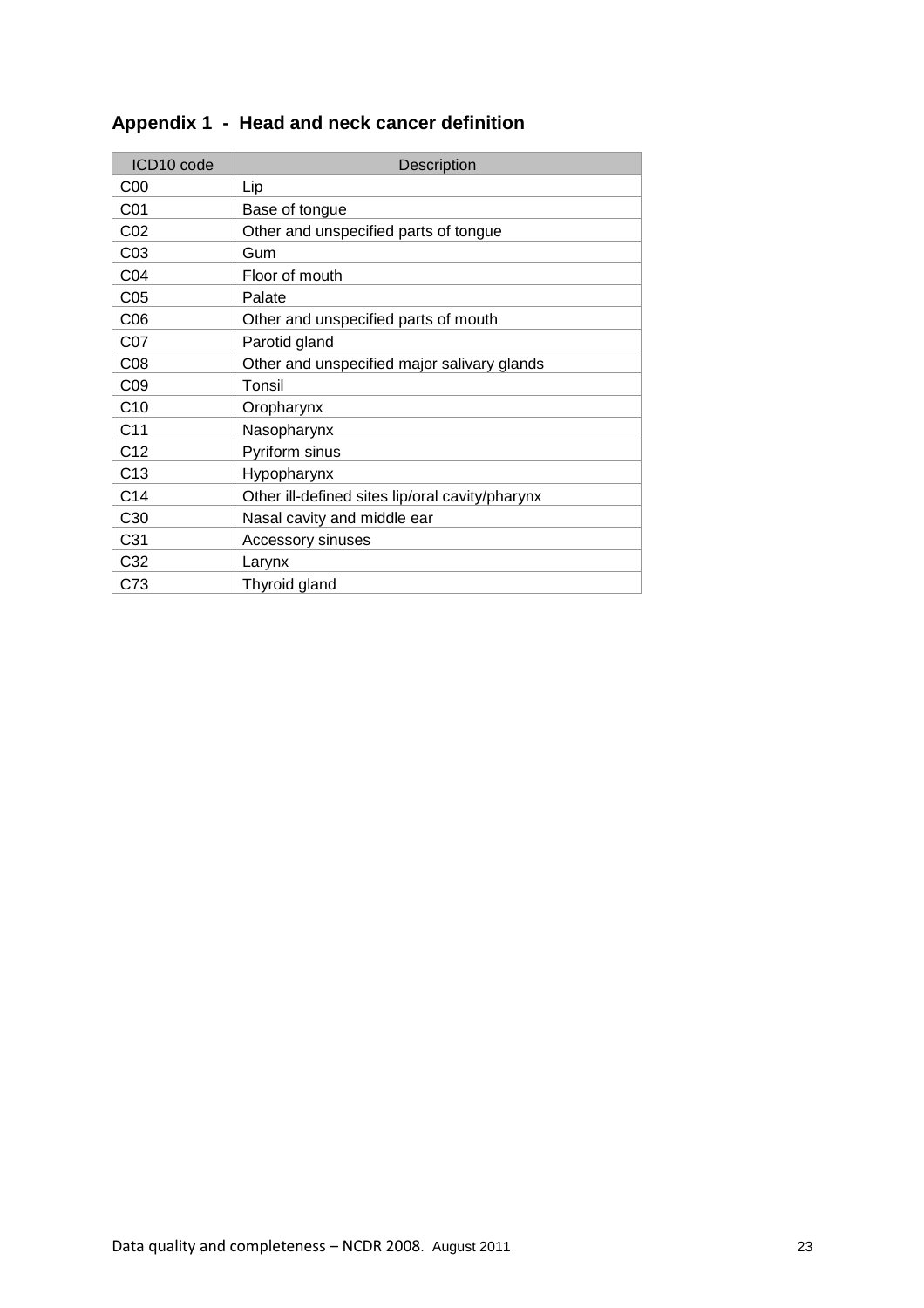## Appendix 1 - Head and neck cancer definition

| ICD10 code | Description |
|---|---|
| C00 | Lip |
| C01 | Base of tongue |
| C02 | Other and unspecified parts of tongue |
| C03 | Gum |
| C04 | Floor of mouth |
| C05 | Palate |
| C06 | Other and unspecified parts of mouth |
| C07 | Parotid gland |
| C08 | Other and unspecified major salivary glands |
| C09 | Tonsil |
| C10 | Oropharynx |
| C11 | Nasopharynx |
| C12 | Pyriform sinus |
| C13 | Hypopharynx |
| C14 | Other ill-defined sites lip/oral cavity/pharynx |
| C30 | Nasal cavity and middle ear |
| C31 | Accessory sinuses |
| C32 | Larynx |
| C73 | Thyroid gland |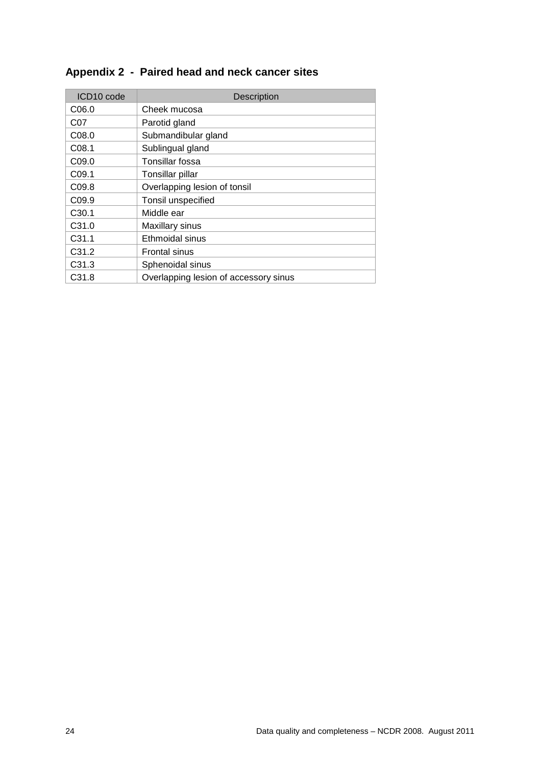## Appendix 2 - Paired head and neck cancer sites

| ICD10 code | Description |
|---|---|
| C06.0 | Cheek mucosa |
| C07 | Parotid gland |
| C08.0 | Submandibular gland |
| C08.1 | Sublingual gland |
| C09.0 | Tonsillar fossa |
| C09.1 | Tonsillar pillar |
| C09.8 | Overlapping lesion of tonsil |
| C09.9 | Tonsil unspecified |
| C30.1 | Middle ear |
| C31.0 | Maxillary sinus |
| C31.1 | Ethmoidal sinus |
| C31.2 | Frontal sinus |
| C31.3 | Sphenoidal sinus |
| C31.8 | Overlapping lesion of accessory sinus |